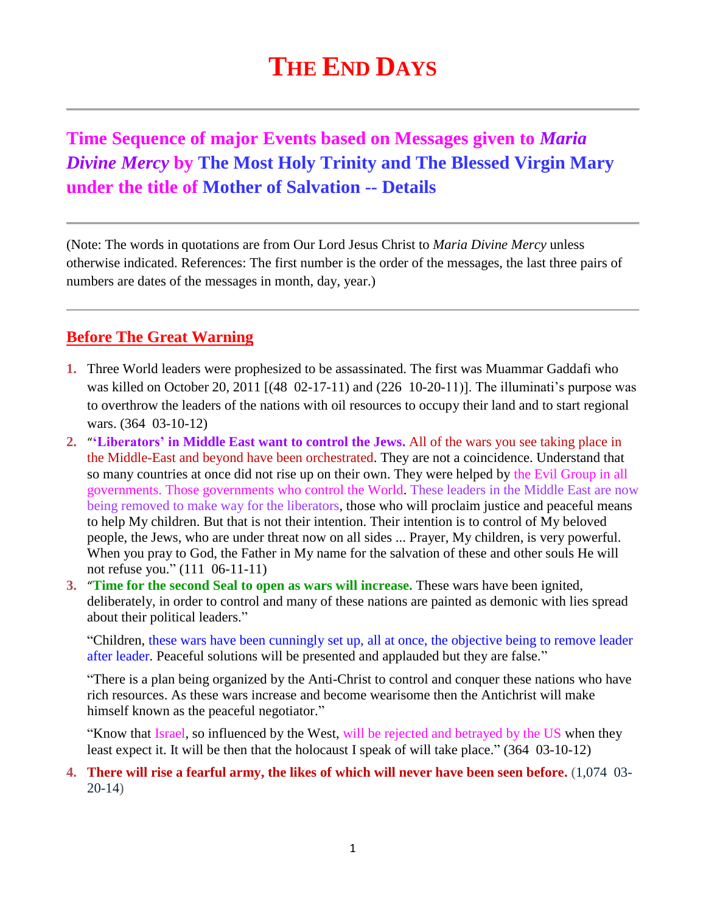# THE END DAYS

## Time Sequence of major Events based on Messages given to *Maria Divine Mercy* by The Most Holy Trinity and The Blessed Virgin Mary under the title of Mother of Salvation -- Details

(Note: The words in quotations are from Our Lord Jesus Christ to *Maria Divine Mercy* unless otherwise indicated. References: The first number is the order of the messages, the last three pairs of numbers are dates of the messages in month, day, year.)

### Before The Great Warning

1. Three World leaders were prophesized to be assassinated. The first was Muammar Gaddafi who was killed on October 20, 2011 [(48  02-17-11) and (226  10-20-11)]. The illuminati's purpose was to overthrow the leaders of the nations with oil resources to occupy their land and to start regional wars. (364  03-10-12)
2. "**'Liberators' in Middle East want to control the Jews.** All of the wars you see taking place in the Middle-East and beyond have been orchestrated. They are not a coincidence. Understand that so many countries at once did not rise up on their own. They were helped by the Evil Group in all governments. Those governments who control the World. These leaders in the Middle East are now being removed to make way for the liberators, those who will proclaim justice and peaceful means to help My children. But that is not their intention. Their intention is to control of My beloved people, the Jews, who are under threat now on all sides ... Prayer, My children, is very powerful. When you pray to God, the Father in My name for the salvation of these and other souls He will not refuse you." (111  06-11-11)
3. "**Time for the second Seal to open as wars will increase.** These wars have been ignited, deliberately, in order to control and many of these nations are painted as demonic with lies spread about their political leaders."

   "Children, these wars have been cunningly set up, all at once, the objective being to remove leader after leader. Peaceful solutions will be presented and applauded but they are false."

   "There is a plan being organized by the Anti-Christ to control and conquer these nations who have rich resources. As these wars increase and become wearisome then the Antichrist will make himself known as the peaceful negotiator."

   "Know that Israel, so influenced by the West, will be rejected and betrayed by the US when they least expect it. It will be then that the holocaust I speak of will take place." (364  03-10-12)
4. **There will rise a fearful army, the likes of which will never have been seen before.** (1,074  03-20-14)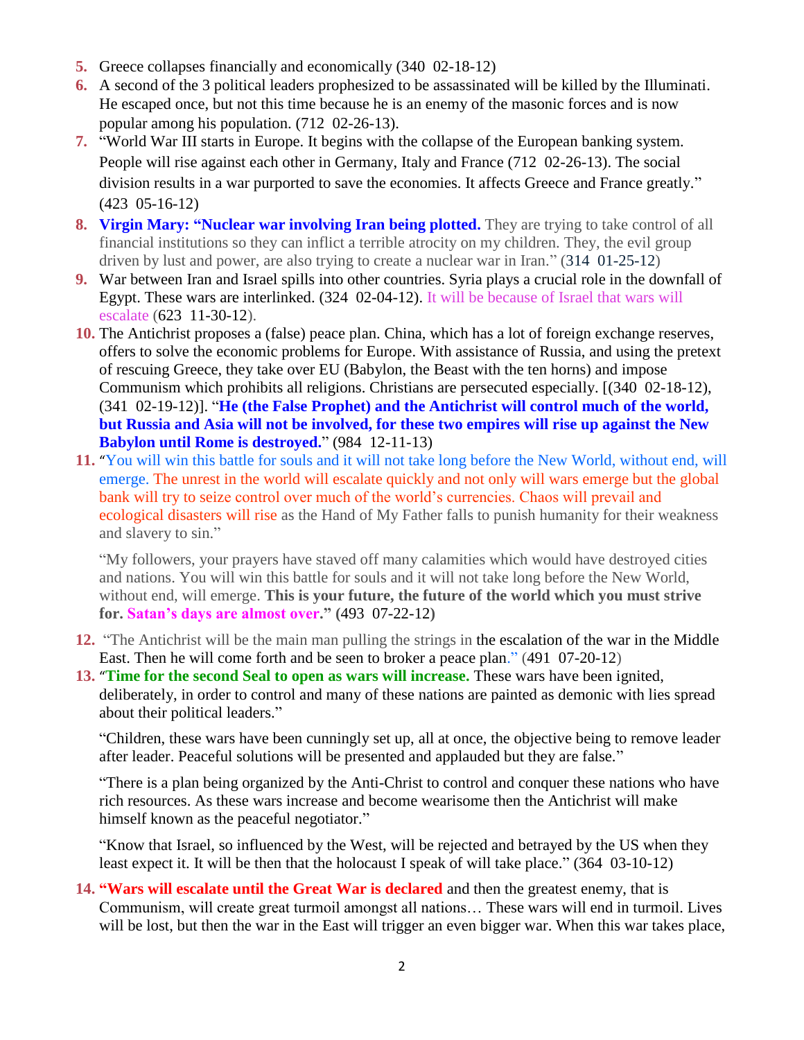5. Greece collapses financially and economically (340 02-18-12)
6. A second of the 3 political leaders prophesized to be assassinated will be killed by the Illuminati. He escaped once, but not this time because he is an enemy of the masonic forces and is now popular among his population. (712 02-26-13).
7. "World War III starts in Europe. It begins with the collapse of the European banking system. People will rise against each other in Germany, Italy and France (712 02-26-13). The social division results in a war purported to save the economies. It affects Greece and France greatly." (423 05-16-12)
8. **Virgin Mary: "Nuclear war involving Iran being plotted.** They are trying to take control of all financial institutions so they can inflict a terrible atrocity on my children. They, the evil group driven by lust and power, are also trying to create a nuclear war in Iran." (314 01-25-12)
9. War between Iran and Israel spills into other countries. Syria plays a crucial role in the downfall of Egypt. These wars are interlinked. (324 02-04-12). It will be because of Israel that wars will escalate (623 11-30-12).
10. The Antichrist proposes a (false) peace plan. China, which has a lot of foreign exchange reserves, offers to solve the economic problems for Europe. With assistance of Russia, and using the pretext of rescuing Greece, they take over EU (Babylon, the Beast with the ten horns) and impose Communism which prohibits all religions. Christians are persecuted especially. [(340 02-18-12), (341 02-19-12)]. "**He (the False Prophet) and the Antichrist will control much of the world, but Russia and Asia will not be involved, for these two empires will rise up against the New Babylon until Rome is destroyed.**" (984 12-11-13)
11. "You will win this battle for souls and it will not take long before the New World, without end, will emerge. The unrest in the world will escalate quickly and not only will wars emerge but the global bank will try to seize control over much of the world's currencies. Chaos will prevail and ecological disasters will rise as the Hand of My Father falls to punish humanity for their weakness and slavery to sin."

    "My followers, your prayers have staved off many calamities which would have destroyed cities and nations. You will win this battle for souls and it will not take long before the New World, without end, will emerge. **This is your future, the future of the world which you must strive for. Satan's days are almost over." (493 07-22-12)**
12. "The Antichrist will be the main man pulling the strings in the escalation of the war in the Middle East. Then he will come forth and be seen to broker a peace plan." (491 07-20-12)
13. "**Time for the second Seal to open as wars will increase.** These wars have been ignited, deliberately, in order to control and many of these nations are painted as demonic with lies spread about their political leaders."

    "Children, these wars have been cunningly set up, all at once, the objective being to remove leader after leader. Peaceful solutions will be presented and applauded but they are false."

    "There is a plan being organized by the Anti-Christ to control and conquer these nations who have rich resources. As these wars increase and become wearisome then the Antichrist will make himself known as the peaceful negotiator."

    "Know that Israel, so influenced by the West, will be rejected and betrayed by the US when they least expect it. It will be then that the holocaust I speak of will take place." (364 03-10-12)
14. **"Wars will escalate until the Great War is declared** and then the greatest enemy, that is Communism, will create great turmoil amongst all nations… These wars will end in turmoil. Lives will be lost, but then the war in the East will trigger an even bigger war. When this war takes place,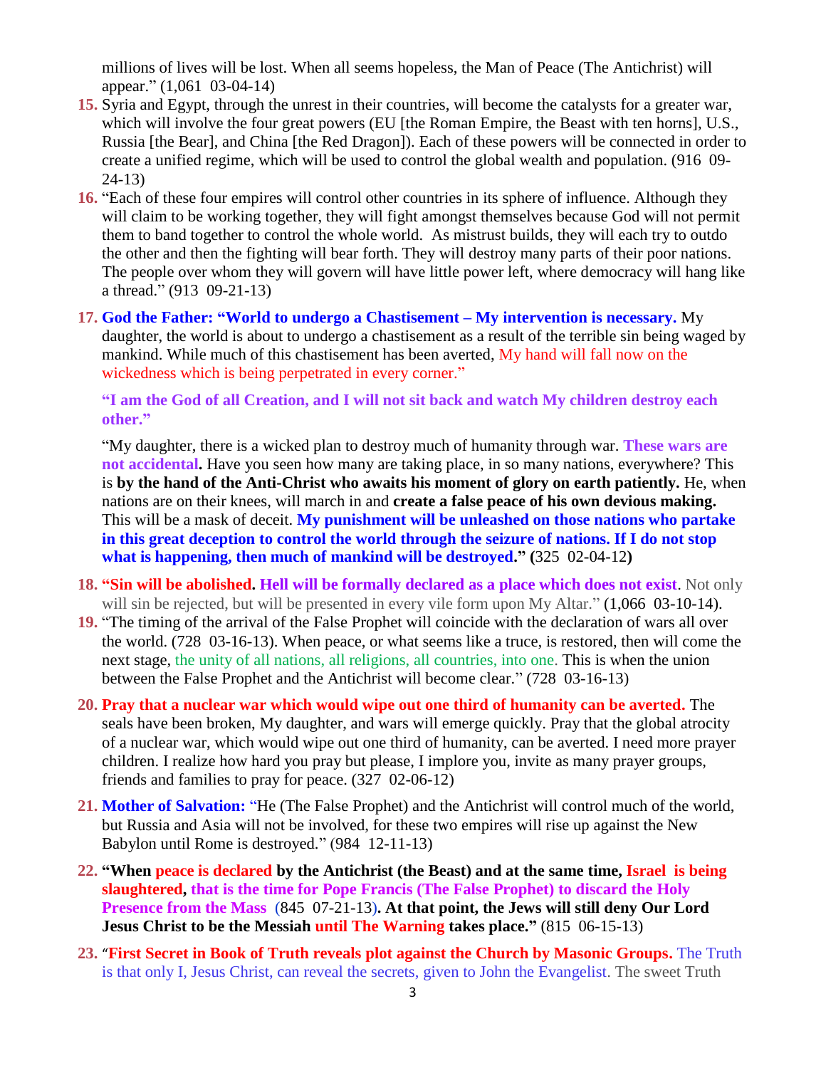millions of lives will be lost. When all seems hopeless, the Man of Peace (The Antichrist) will appear." (1,061 03-04-14)

15. Syria and Egypt, through the unrest in their countries, will become the catalysts for a greater war, which will involve the four great powers (EU [the Roman Empire, the Beast with ten horns], U.S., Russia [the Bear], and China [the Red Dragon]). Each of these powers will be connected in order to create a unified regime, which will be used to control the global wealth and population. (916 09-24-13)

16. "Each of these four empires will control other countries in its sphere of influence. Although they will claim to be working together, they will fight amongst themselves because God will not permit them to band together to control the whole world. As mistrust builds, they will each try to outdo the other and then the fighting will bear forth. They will destroy many parts of their poor nations. The people over whom they will govern will have little power left, where democracy will hang like a thread." (913 09-21-13)

17. **God the Father: "World to undergo a Chastisement – My intervention is necessary.** My daughter, the world is about to undergo a chastisement as a result of the terrible sin being waged by mankind. While much of this chastisement has been averted, My hand will fall now on the wickedness which is being perpetrated in every corner."

    **"I am the God of all Creation, and I will not sit back and watch My children destroy each other."**

    "My daughter, there is a wicked plan to destroy much of humanity through war. **These wars are not accidental.** Have you seen how many are taking place, in so many nations, everywhere? This is **by the hand of the Anti-Christ who awaits his moment of glory on earth patiently.** He, when nations are on their knees, will march in and **create a false peace of his own devious making.** This will be a mask of deceit. **My punishment will be unleashed on those nations who partake in this great deception to control the world through the seizure of nations. If I do not stop what is happening, then much of mankind will be destroyed."** (325 02-04-12)

18. **"Sin will be abolished. Hell will be formally declared as a place which does not exist**. Not only will sin be rejected, but will be presented in every vile form upon My Altar." (1,066 03-10-14).

19. "The timing of the arrival of the False Prophet will coincide with the declaration of wars all over the world. (728 03-16-13). When peace, or what seems like a truce, is restored, then will come the next stage, the unity of all nations, all religions, all countries, into one. This is when the union between the False Prophet and the Antichrist will become clear." (728 03-16-13)

20. **Pray that a nuclear war which would wipe out one third of humanity can be averted.** The seals have been broken, My daughter, and wars will emerge quickly. Pray that the global atrocity of a nuclear war, which would wipe out one third of humanity, can be averted. I need more prayer children. I realize how hard you pray but please, I implore you, invite as many prayer groups, friends and families to pray for peace. (327 02-06-12)

21. **Mother of Salvation:** "He (The False Prophet) and the Antichrist will control much of the world, but Russia and Asia will not be involved, for these two empires will rise up against the New Babylon until Rome is destroyed." (984 12-11-13)

22. **"When peace is declared by the Antichrist (the Beast) and at the same time, Israel is being slaughtered, that is the time for Pope Francis (The False Prophet) to discard the Holy Presence from the Mass** (845 07-21-13)**. At that point, the Jews will still deny Our Lord Jesus Christ to be the Messiah until The Warning takes place."** (815 06-15-13)

23. "**First Secret in Book of Truth reveals plot against the Church by Masonic Groups.** The Truth is that only I, Jesus Christ, can reveal the secrets, given to John the Evangelist. The sweet Truth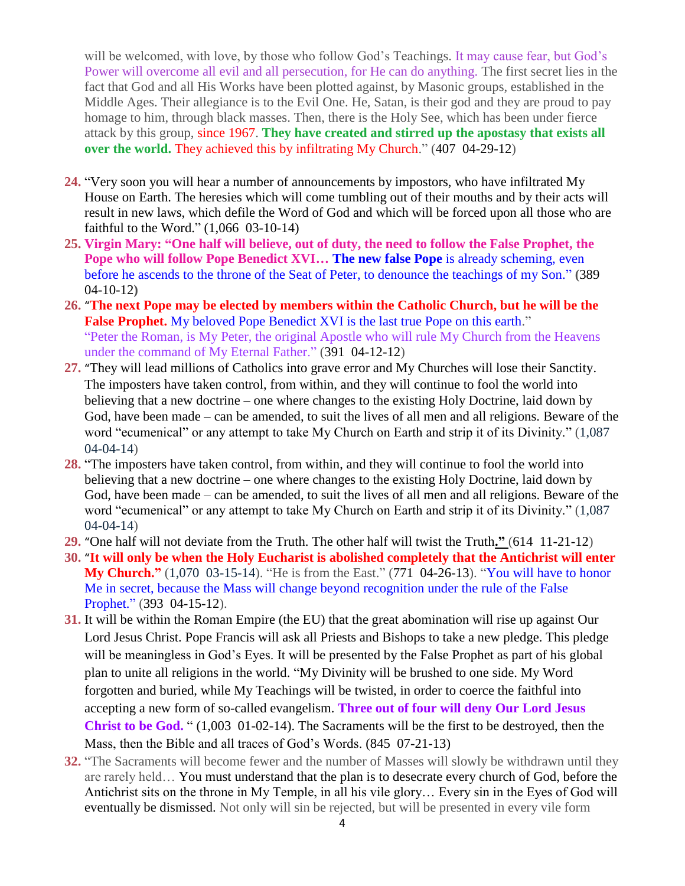will be welcomed, with love, by those who follow God's Teachings. It may cause fear, but God's Power will overcome all evil and all persecution, for He can do anything. The first secret lies in the fact that God and all His Works have been plotted against, by Masonic groups, established in the Middle Ages. Their allegiance is to the Evil One. He, Satan, is their god and they are proud to pay homage to him, through black masses. Then, there is the Holy See, which has been under fierce attack by this group, since 1967. **They have created and stirred up the apostasy that exists all over the world.** They achieved this by infiltrating My Church." (407 04-29-12)

24. "Very soon you will hear a number of announcements by impostors, who have infiltrated My House on Earth. The heresies which will come tumbling out of their mouths and by their acts will result in new laws, which defile the Word of God and which will be forced upon all those who are faithful to the Word." (1,066 03-10-14)
25. **Virgin Mary: "One half will believe, out of duty, the need to follow the False Prophet, the Pope who will follow Pope Benedict XVI… The new false Pope** is already scheming, even before he ascends to the throne of the Seat of Peter, to denounce the teachings of my Son." (389 04-10-12)
26. "**The next Pope may be elected by members within the Catholic Church, but he will be the False Prophet.** My beloved Pope Benedict XVI is the last true Pope on this earth."
"Peter the Roman, is My Peter, the original Apostle who will rule My Church from the Heavens under the command of My Eternal Father." (391 04-12-12)
27. "They will lead millions of Catholics into grave error and My Churches will lose their Sanctity. The imposters have taken control, from within, and they will continue to fool the world into believing that a new doctrine – one where changes to the existing Holy Doctrine, laid down by God, have been made – can be amended, to suit the lives of all men and all religions. Beware of the word "ecumenical" or any attempt to take My Church on Earth and strip it of its Divinity." (1,087 04-04-14)
28. "The imposters have taken control, from within, and they will continue to fool the world into believing that a new doctrine – one where changes to the existing Holy Doctrine, laid down by God, have been made – can be amended, to suit the lives of all men and all religions. Beware of the word "ecumenical" or any attempt to take My Church on Earth and strip it of its Divinity." (1,087 04-04-14)
29. "One half will not deviate from the Truth. The other half will twist the Truth**."** (614 11-21-12)
30. "**It will only be when the Holy Eucharist is abolished completely that the Antichrist will enter My Church."** (1,070 03-15-14). "He is from the East." (771 04-26-13). "You will have to honor Me in secret, because the Mass will change beyond recognition under the rule of the False Prophet." (393 04-15-12).
31. It will be within the Roman Empire (the EU) that the great abomination will rise up against Our Lord Jesus Christ. Pope Francis will ask all Priests and Bishops to take a new pledge. This pledge will be meaningless in God's Eyes. It will be presented by the False Prophet as part of his global plan to unite all religions in the world. "My Divinity will be brushed to one side. My Word forgotten and buried, while My Teachings will be twisted, in order to coerce the faithful into accepting a new form of so-called evangelism. **Three out of four will deny Our Lord Jesus Christ to be God.** " (1,003 01-02-14). The Sacraments will be the first to be destroyed, then the Mass, then the Bible and all traces of God's Words. (845 07-21-13)
32. "The Sacraments will become fewer and the number of Masses will slowly be withdrawn until they are rarely held… You must understand that the plan is to desecrate every church of God, before the Antichrist sits on the throne in My Temple, in all his vile glory… Every sin in the Eyes of God will eventually be dismissed. Not only will sin be rejected, but will be presented in every vile form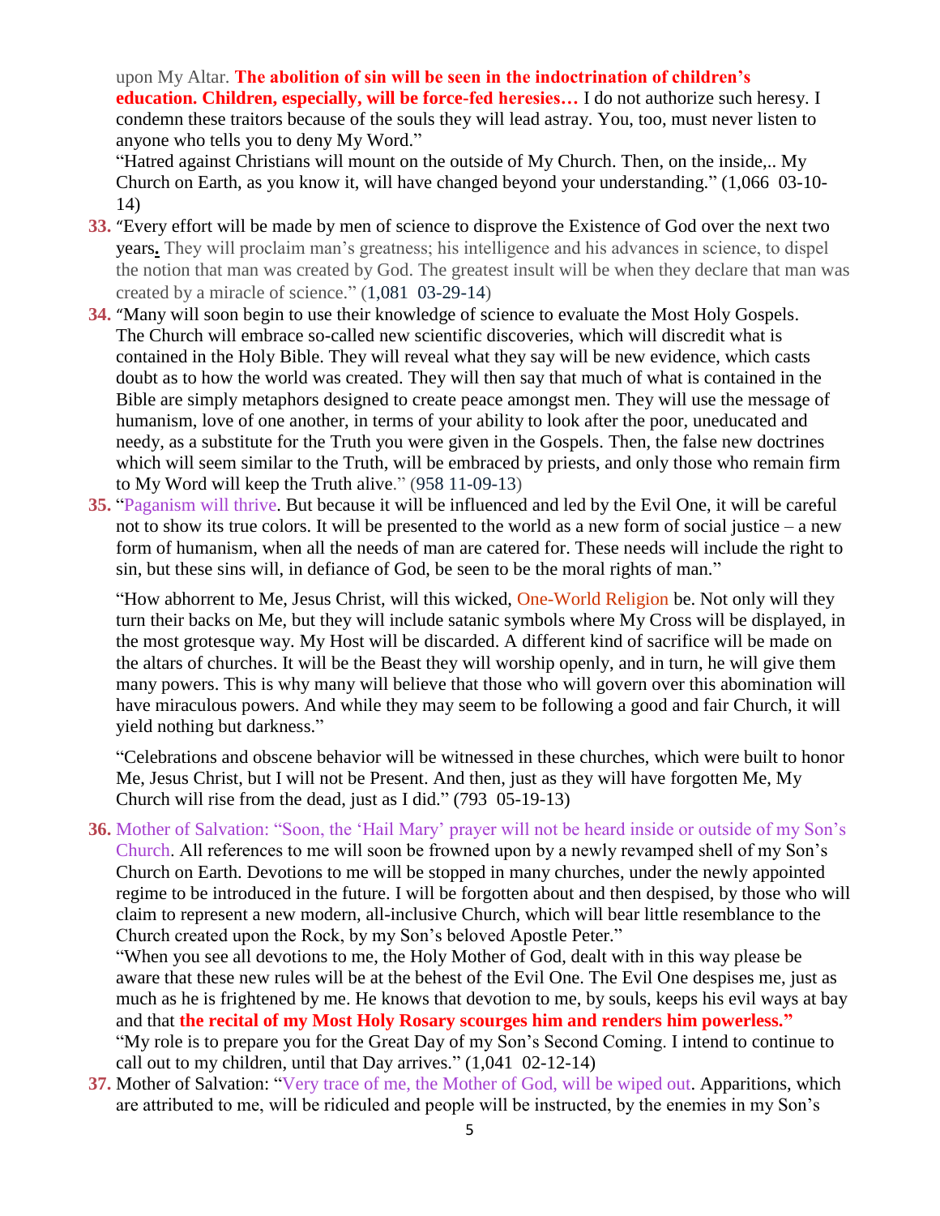upon My Altar. **The abolition of sin will be seen in the indoctrination of children's education. Children, especially, will be force-fed heresies…** I do not authorize such heresy. I condemn these traitors because of the souls they will lead astray. You, too, must never listen to anyone who tells you to deny My Word."

"Hatred against Christians will mount on the outside of My Church. Then, on the inside,.. My Church on Earth, as you know it, will have changed beyond your understanding." (1,066 03-10-14)

33. "Every effort will be made by men of science to disprove the Existence of God over the next two years**.** They will proclaim man's greatness; his intelligence and his advances in science, to dispel the notion that man was created by God. The greatest insult will be when they declare that man was created by a miracle of science." (1,081 03-29-14)

34. "Many will soon begin to use their knowledge of science to evaluate the Most Holy Gospels. The Church will embrace so-called new scientific discoveries, which will discredit what is contained in the Holy Bible. They will reveal what they say will be new evidence, which casts doubt as to how the world was created. They will then say that much of what is contained in the Bible are simply metaphors designed to create peace amongst men. They will use the message of humanism, love of one another, in terms of your ability to look after the poor, uneducated and needy, as a substitute for the Truth you were given in the Gospels. Then, the false new doctrines which will seem similar to the Truth, will be embraced by priests, and only those who remain firm to My Word will keep the Truth alive." (958 11-09-13)

35. "Paganism will thrive. But because it will be influenced and led by the Evil One, it will be careful not to show its true colors. It will be presented to the world as a new form of social justice – a new form of humanism, when all the needs of man are catered for. These needs will include the right to sin, but these sins will, in defiance of God, be seen to be the moral rights of man."

    "How abhorrent to Me, Jesus Christ, will this wicked, One-World Religion be. Not only will they turn their backs on Me, but they will include satanic symbols where My Cross will be displayed, in the most grotesque way. My Host will be discarded. A different kind of sacrifice will be made on the altars of churches. It will be the Beast they will worship openly, and in turn, he will give them many powers. This is why many will believe that those who will govern over this abomination will have miraculous powers. And while they may seem to be following a good and fair Church, it will yield nothing but darkness."

    "Celebrations and obscene behavior will be witnessed in these churches, which were built to honor Me, Jesus Christ, but I will not be Present. And then, just as they will have forgotten Me, My Church will rise from the dead, just as I did." (793 05-19-13)

36. Mother of Salvation: "Soon, the 'Hail Mary' prayer will not be heard inside or outside of my Son's Church. All references to me will soon be frowned upon by a newly revamped shell of my Son's Church on Earth. Devotions to me will be stopped in many churches, under the newly appointed regime to be introduced in the future. I will be forgotten about and then despised, by those who will claim to represent a new modern, all-inclusive Church, which will bear little resemblance to the Church created upon the Rock, by my Son's beloved Apostle Peter."

    "When you see all devotions to me, the Holy Mother of God, dealt with in this way please be aware that these new rules will be at the behest of the Evil One. The Evil One despises me, just as much as he is frightened by me. He knows that devotion to me, by souls, keeps his evil ways at bay and that **the recital of my Most Holy Rosary scourges him and renders him powerless."**

    "My role is to prepare you for the Great Day of my Son's Second Coming. I intend to continue to call out to my children, until that Day arrives." (1,041 02-12-14)

37. Mother of Salvation: "Very trace of me, the Mother of God, will be wiped out. Apparitions, which are attributed to me, will be ridiculed and people will be instructed, by the enemies in my Son's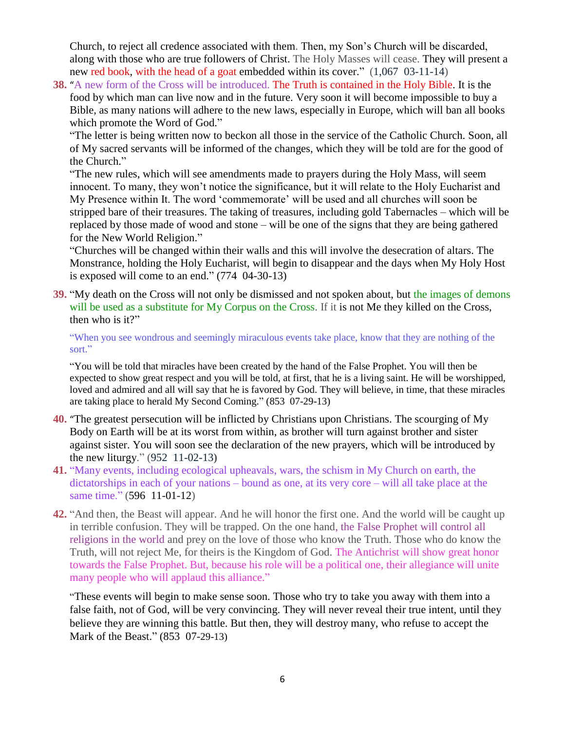Church, to reject all credence associated with them. Then, my Son's Church will be discarded, along with those who are true followers of Christ. The Holy Masses will cease. They will present a new red book, with the head of a goat embedded within its cover." (1,067 03-11-14)

**38.** "A new form of the Cross will be introduced. The Truth is contained in the Holy Bible. It is the food by which man can live now and in the future. Very soon it will become impossible to buy a Bible, as many nations will adhere to the new laws, especially in Europe, which will ban all books which promote the Word of God."

"The letter is being written now to beckon all those in the service of the Catholic Church. Soon, all of My sacred servants will be informed of the changes, which they will be told are for the good of the Church."

"The new rules, which will see amendments made to prayers during the Holy Mass, will seem innocent. To many, they won't notice the significance, but it will relate to the Holy Eucharist and My Presence within It. The word 'commemorate' will be used and all churches will soon be stripped bare of their treasures. The taking of treasures, including gold Tabernacles – which will be replaced by those made of wood and stone – will be one of the signs that they are being gathered for the New World Religion."

"Churches will be changed within their walls and this will involve the desecration of altars. The Monstrance, holding the Holy Eucharist, will begin to disappear and the days when My Holy Host is exposed will come to an end." (774 04-30-13)

**39.** "My death on the Cross will not only be dismissed and not spoken about, but the images of demons will be used as a substitute for My Corpus on the Cross. If it is not Me they killed on the Cross, then who is it?"

"When you see wondrous and seemingly miraculous events take place, know that they are nothing of the sort."

"You will be told that miracles have been created by the hand of the False Prophet. You will then be expected to show great respect and you will be told, at first, that he is a living saint. He will be worshipped, loved and admired and all will say that he is favored by God. They will believe, in time, that these miracles are taking place to herald My Second Coming." (853 07-29-13)

**40.** "The greatest persecution will be inflicted by Christians upon Christians. The scourging of My Body on Earth will be at its worst from within, as brother will turn against brother and sister against sister. You will soon see the declaration of the new prayers, which will be introduced by the new liturgy." (952 11-02-13)

**41.** "Many events, including ecological upheavals, wars, the schism in My Church on earth, the dictatorships in each of your nations – bound as one, at its very core – will all take place at the same time." (596 11-01-12)

**42.** "And then, the Beast will appear. And he will honor the first one. And the world will be caught up in terrible confusion. They will be trapped. On the one hand, the False Prophet will control all religions in the world and prey on the love of those who know the Truth. Those who do know the Truth, will not reject Me, for theirs is the Kingdom of God. The Antichrist will show great honor towards the False Prophet. But, because his role will be a political one, their allegiance will unite many people who will applaud this alliance."

"These events will begin to make sense soon. Those who try to take you away with them into a false faith, not of God, will be very convincing. They will never reveal their true intent, until they believe they are winning this battle. But then, they will destroy many, who refuse to accept the Mark of the Beast." (853 07-29-13)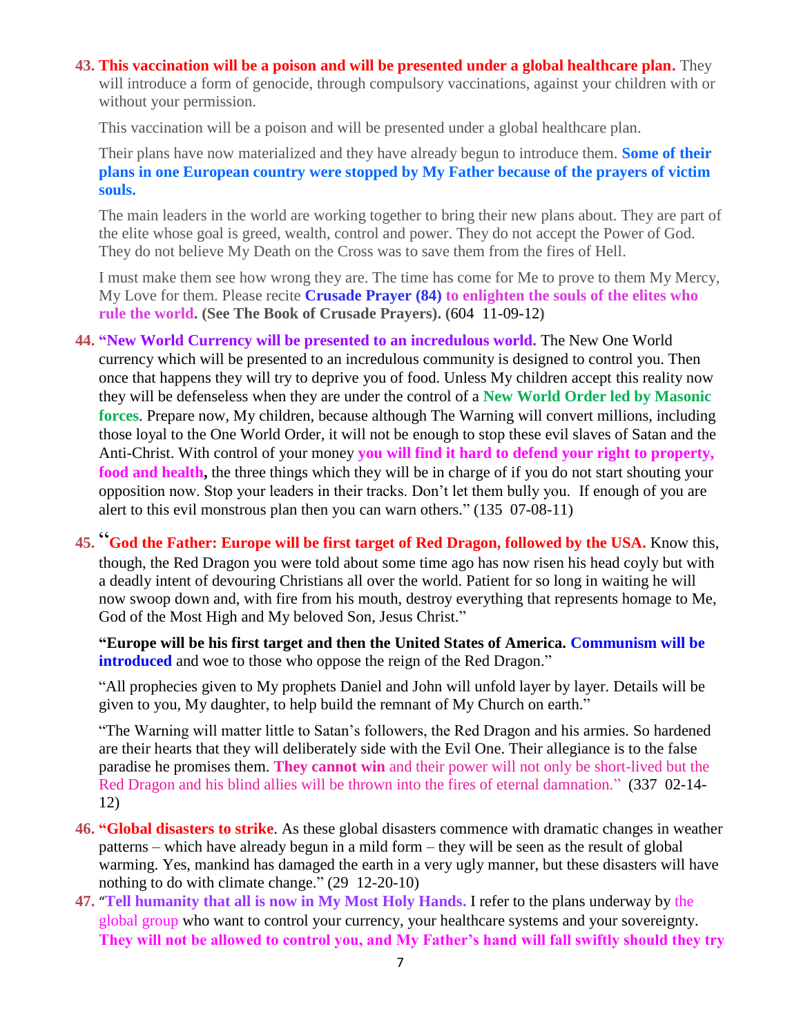43. **This vaccination will be a poison and will be presented under a global healthcare plan.** They will introduce a form of genocide, through compulsory vaccinations, against your children with or without your permission.

    This vaccination will be a poison and will be presented under a global healthcare plan.

    Their plans have now materialized and they have already begun to introduce them. **Some of their plans in one European country were stopped by My Father because of the prayers of victim souls.**

    The main leaders in the world are working together to bring their new plans about. They are part of the elite whose goal is greed, wealth, control and power. They do not accept the Power of God. They do not believe My Death on the Cross was to save them from the fires of Hell.

    I must make them see how wrong they are. The time has come for Me to prove to them My Mercy, My Love for them. Please recite **Crusade Prayer (84) to enlighten the souls of the elites who rule the world. (See The Book of Crusade Prayers). (604 11-09-12)**

44. **"New World Currency will be presented to an incredulous world.** The New One World currency which will be presented to an incredulous community is designed to control you. Then once that happens they will try to deprive you of food. Unless My children accept this reality now they will be defenseless when they are under the control of a **New World Order led by Masonic forces**. Prepare now, My children, because although The Warning will convert millions, including those loyal to the One World Order, it will not be enough to stop these evil slaves of Satan and the Anti-Christ. With control of your money **you will find it hard to defend your right to property, food and health,** the three things which they will be in charge of if you do not start shouting your opposition now. Stop your leaders in their tracks. Don't let them bully you. If enough of you are alert to this evil monstrous plan then you can warn others." (135 07-08-11)

45. "**God the Father: Europe will be first target of Red Dragon, followed by the USA.** Know this, though, the Red Dragon you were told about some time ago has now risen his head coyly but with a deadly intent of devouring Christians all over the world. Patient for so long in waiting he will now swoop down and, with fire from his mouth, destroy everything that represents homage to Me, God of the Most High and My beloved Son, Jesus Christ."

    **"Europe will be his first target and then the United States of America. Communism will be introduced** and woe to those who oppose the reign of the Red Dragon."

    "All prophecies given to My prophets Daniel and John will unfold layer by layer. Details will be given to you, My daughter, to help build the remnant of My Church on earth."

    "The Warning will matter little to Satan's followers, the Red Dragon and his armies. So hardened are their hearts that they will deliberately side with the Evil One. Their allegiance is to the false paradise he promises them. **They cannot win** and their power will not only be short-lived but the Red Dragon and his blind allies will be thrown into the fires of eternal damnation." (337 02-14-12)

46. **"Global disasters to strike**. As these global disasters commence with dramatic changes in weather patterns – which have already begun in a mild form – they will be seen as the result of global warming. Yes, mankind has damaged the earth in a very ugly manner, but these disasters will have nothing to do with climate change." (29 12-20-10)

47. "**Tell humanity that all is now in My Most Holy Hands.** I refer to the plans underway by the global group who want to control your currency, your healthcare systems and your sovereignty. **They will not be allowed to control you, and My Father's hand will fall swiftly should they try**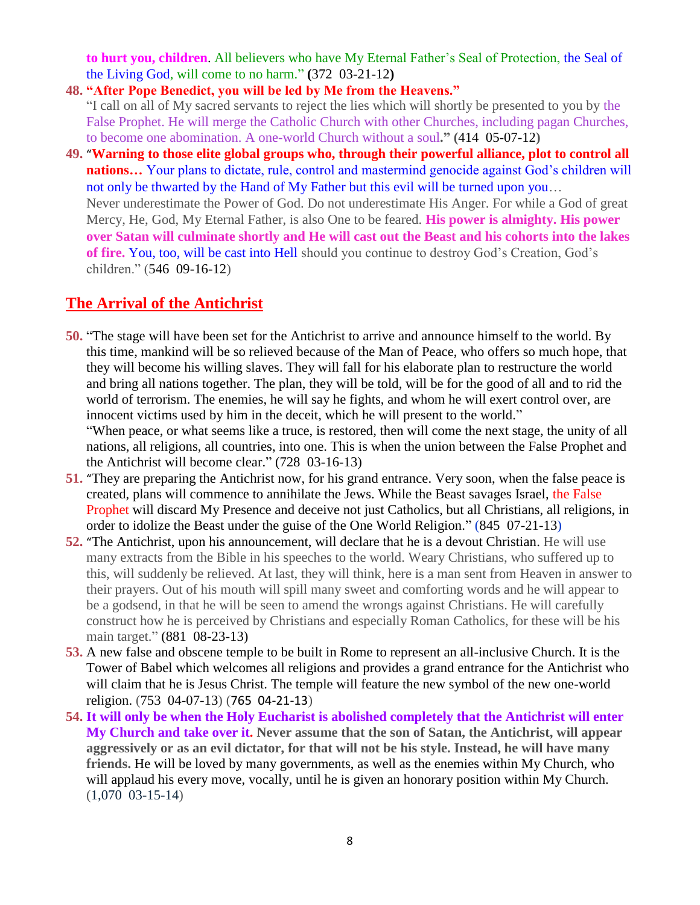**to hurt you, children**. All believers who have My Eternal Father's Seal of Protection, the Seal of the Living God, will come to no harm." **(**372 03-21-12**)**

48. **"After Pope Benedict, you will be led by Me from the Heavens."**
"I call on all of My sacred servants to reject the lies which will shortly be presented to you by the False Prophet. He will merge the Catholic Church with other Churches, including pagan Churches, to become one abomination. A one-world Church without a soul**."** **(**414 05-07-12**)**

49. "**Warning to those elite global groups who, through their powerful alliance, plot to control all nations…** Your plans to dictate, rule, control and mastermind genocide against God's children will not only be thwarted by the Hand of My Father but this evil will be turned upon you…
Never underestimate the Power of God. Do not underestimate His Anger. For while a God of great Mercy, He, God, My Eternal Father, is also One to be feared. **His power is almighty. His power over Satan will culminate shortly and He will cast out the Beast and his cohorts into the lakes of fire.** You, too, will be cast into Hell should you continue to destroy God's Creation, God's children." (546 09-16-12)

## The Arrival of the Antichrist

50. "The stage will have been set for the Antichrist to arrive and announce himself to the world. By this time, mankind will be so relieved because of the Man of Peace, who offers so much hope, that they will become his willing slaves. They will fall for his elaborate plan to restructure the world and bring all nations together. The plan, they will be told, will be for the good of all and to rid the world of terrorism. The enemies, he will say he fights, and whom he will exert control over, are innocent victims used by him in the deceit, which he will present to the world."
"When peace, or what seems like a truce, is restored, then will come the next stage, the unity of all nations, all religions, all countries, into one. This is when the union between the False Prophet and the Antichrist will become clear." (728 03-16-13)

51. "They are preparing the Antichrist now, for his grand entrance. Very soon, when the false peace is created, plans will commence to annihilate the Jews. While the Beast savages Israel, the False Prophet will discard My Presence and deceive not just Catholics, but all Christians, all religions, in order to idolize the Beast under the guise of the One World Religion." (845 07-21-13)

52. "The Antichrist, upon his announcement, will declare that he is a devout Christian. He will use many extracts from the Bible in his speeches to the world. Weary Christians, who suffered up to this, will suddenly be relieved. At last, they will think, here is a man sent from Heaven in answer to their prayers. Out of his mouth will spill many sweet and comforting words and he will appear to be a godsend, in that he will be seen to amend the wrongs against Christians. He will carefully construct how he is perceived by Christians and especially Roman Catholics, for these will be his main target." (881 08-23-13)

53. A new false and obscene temple to be built in Rome to represent an all-inclusive Church. It is the Tower of Babel which welcomes all religions and provides a grand entrance for the Antichrist who will claim that he is Jesus Christ. The temple will feature the new symbol of the new one-world religion. (753 04-07-13) (765 04-21-13)

54. **It will only be when the Holy Eucharist is abolished completely that the Antichrist will enter My Church and take over it. Never assume that the son of Satan, the Antichrist, will appear aggressively or as an evil dictator, for that will not be his style. Instead, he will have many friends.** He will be loved by many governments, as well as the enemies within My Church, who will applaud his every move, vocally, until he is given an honorary position within My Church. (1,070 03-15-14)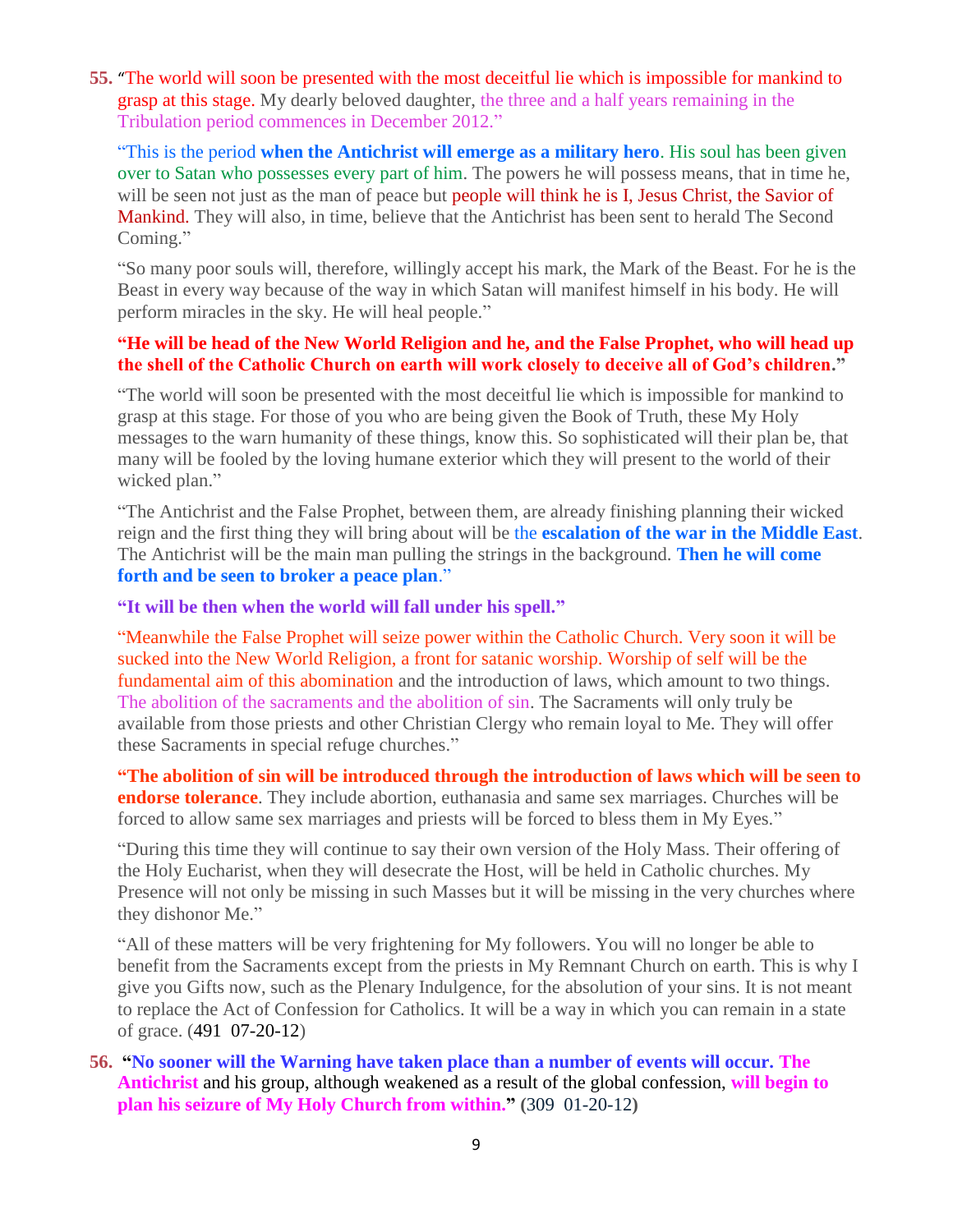**55.** "The world will soon be presented with the most deceitful lie which is impossible for mankind to grasp at this stage. My dearly beloved daughter, the three and a half years remaining in the Tribulation period commences in December 2012."

"This is the period **when the Antichrist will emerge as a military hero**. His soul has been given over to Satan who possesses every part of him. The powers he will possess means, that in time he, will be seen not just as the man of peace but people will think he is I, Jesus Christ, the Savior of Mankind. They will also, in time, believe that the Antichrist has been sent to herald The Second Coming."

"So many poor souls will, therefore, willingly accept his mark, the Mark of the Beast. For he is the Beast in every way because of the way in which Satan will manifest himself in his body. He will perform miracles in the sky. He will heal people."

**"He will be head of the New World Religion and he, and the False Prophet, who will head up the shell of the Catholic Church on earth will work closely to deceive all of God's children."**

"The world will soon be presented with the most deceitful lie which is impossible for mankind to grasp at this stage. For those of you who are being given the Book of Truth, these My Holy messages to the warn humanity of these things, know this. So sophisticated will their plan be, that many will be fooled by the loving humane exterior which they will present to the world of their wicked plan."

"The Antichrist and the False Prophet, between them, are already finishing planning their wicked reign and the first thing they will bring about will be the **escalation of the war in the Middle East**. The Antichrist will be the main man pulling the strings in the background. **Then he will come forth and be seen to broker a peace plan**."

**"It will be then when the world will fall under his spell."**

"Meanwhile the False Prophet will seize power within the Catholic Church. Very soon it will be sucked into the New World Religion, a front for satanic worship. Worship of self will be the fundamental aim of this abomination and the introduction of laws, which amount to two things. The abolition of the sacraments and the abolition of sin. The Sacraments will only truly be available from those priests and other Christian Clergy who remain loyal to Me. They will offer these Sacraments in special refuge churches."

**"The abolition of sin will be introduced through the introduction of laws which will be seen to endorse tolerance**. They include abortion, euthanasia and same sex marriages. Churches will be forced to allow same sex marriages and priests will be forced to bless them in My Eyes."

"During this time they will continue to say their own version of the Holy Mass. Their offering of the Holy Eucharist, when they will desecrate the Host, will be held in Catholic churches. My Presence will not only be missing in such Masses but it will be missing in the very churches where they dishonor Me."

"All of these matters will be very frightening for My followers. You will no longer be able to benefit from the Sacraments except from the priests in My Remnant Church on earth. This is why I give you Gifts now, such as the Plenary Indulgence, for the absolution of your sins. It is not meant to replace the Act of Confession for Catholics. It will be a way in which you can remain in a state of grace. (491 07-20-12)

**56.** **"No sooner will the Warning have taken place than a number of events will occur. The Antichrist** and his group, although weakened as a result of the global confession, **will begin to plan his seizure of My Holy Church from within."** (309 01-20-12)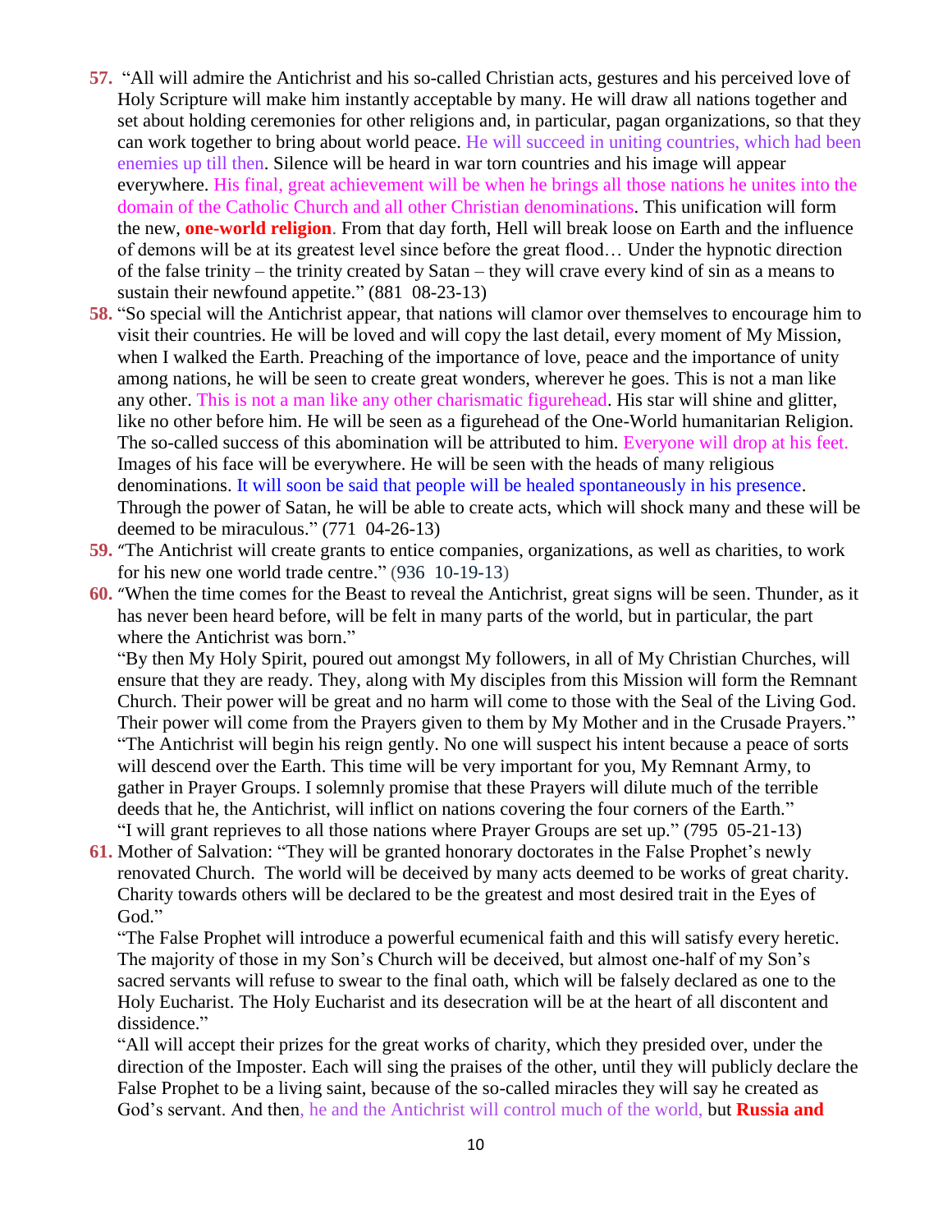57. “All will admire the Antichrist and his so-called Christian acts, gestures and his perceived love of Holy Scripture will make him instantly acceptable by many. He will draw all nations together and set about holding ceremonies for other religions and, in particular, pagan organizations, so that they can work together to bring about world peace. He will succeed in uniting countries, which had been enemies up till then. Silence will be heard in war torn countries and his image will appear everywhere. His final, great achievement will be when he brings all those nations he unites into the domain of the Catholic Church and all other Christian denominations. This unification will form the new, **one-world religion**. From that day forth, Hell will break loose on Earth and the influence of demons will be at its greatest level since before the great flood… Under the hypnotic direction of the false trinity – the trinity created by Satan – they will crave every kind of sin as a means to sustain their newfound appetite.” (881 08-23-13)

58. “So special will the Antichrist appear, that nations will clamor over themselves to encourage him to visit their countries. He will be loved and will copy the last detail, every moment of My Mission, when I walked the Earth. Preaching of the importance of love, peace and the importance of unity among nations, he will be seen to create great wonders, wherever he goes. This is not a man like any other. This is not a man like any other charismatic figurehead. His star will shine and glitter, like no other before him. He will be seen as a figurehead of the One-World humanitarian Religion. The so-called success of this abomination will be attributed to him. Everyone will drop at his feet. Images of his face will be everywhere. He will be seen with the heads of many religious denominations. It will soon be said that people will be healed spontaneously in his presence. Through the power of Satan, he will be able to create acts, which will shock many and these will be deemed to be miraculous.” (771 04-26-13)

59. “The Antichrist will create grants to entice companies, organizations, as well as charities, to work for his new one world trade centre.” (936 10-19-13)

60. “When the time comes for the Beast to reveal the Antichrist, great signs will be seen. Thunder, as it has never been heard before, will be felt in many parts of the world, but in particular, the part where the Antichrist was born.”
“By then My Holy Spirit, poured out amongst My followers, in all of My Christian Churches, will ensure that they are ready. They, along with My disciples from this Mission will form the Remnant Church. Their power will be great and no harm will come to those with the Seal of the Living God. Their power will come from the Prayers given to them by My Mother and in the Crusade Prayers.”
“The Antichrist will begin his reign gently. No one will suspect his intent because a peace of sorts will descend over the Earth. This time will be very important for you, My Remnant Army, to gather in Prayer Groups. I solemnly promise that these Prayers will dilute much of the terrible deeds that he, the Antichrist, will inflict on nations covering the four corners of the Earth.”
“I will grant reprieves to all those nations where Prayer Groups are set up.” (795 05-21-13)

61. Mother of Salvation: “They will be granted honorary doctorates in the False Prophet’s newly renovated Church. The world will be deceived by many acts deemed to be works of great charity. Charity towards others will be declared to be the greatest and most desired trait in the Eyes of God.”
“The False Prophet will introduce a powerful ecumenical faith and this will satisfy every heretic. The majority of those in my Son’s Church will be deceived, but almost one-half of my Son’s sacred servants will refuse to swear to the final oath, which will be falsely declared as one to the Holy Eucharist. The Holy Eucharist and its desecration will be at the heart of all discontent and dissidence.”
“All will accept their prizes for the great works of charity, which they presided over, under the direction of the Imposter. Each will sing the praises of the other, until they will publicly declare the False Prophet to be a living saint, because of the so-called miracles they will say he created as God’s servant. And then, he and the Antichrist will control much of the world, but **Russia and**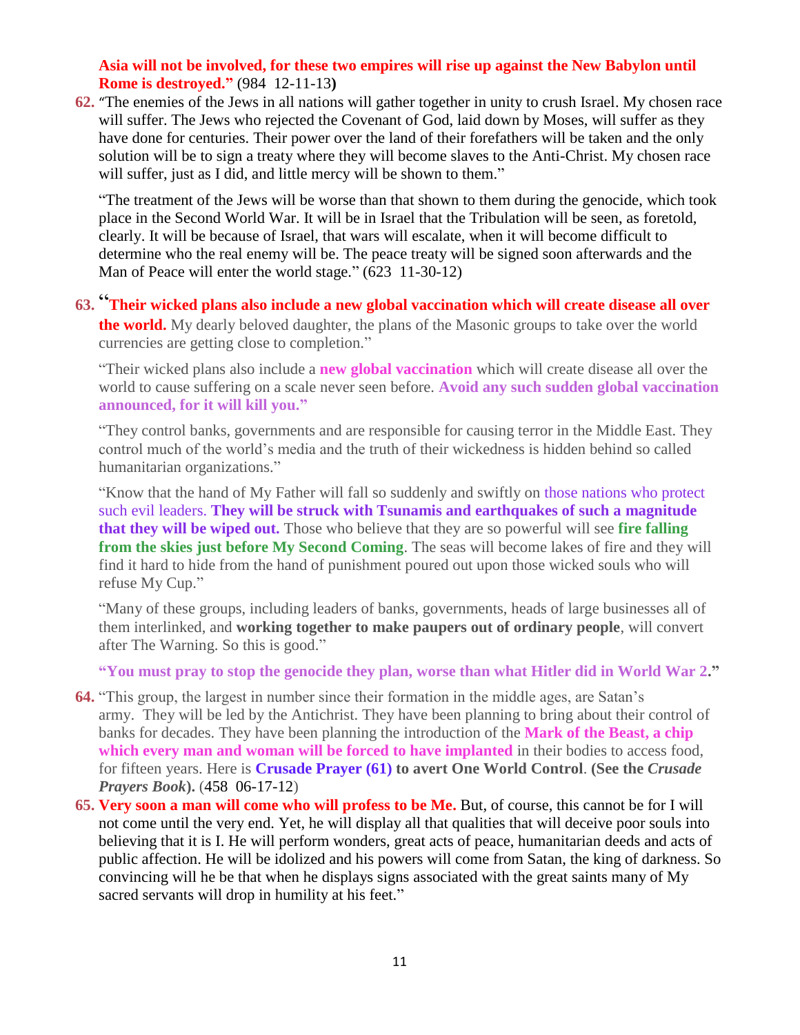**Asia will not be involved, for these two empires will rise up against the New Babylon until Rome is destroyed."** (984 12-11-13**)**

62. "The enemies of the Jews in all nations will gather together in unity to crush Israel. My chosen race will suffer. The Jews who rejected the Covenant of God, laid down by Moses, will suffer as they have done for centuries. Their power over the land of their forefathers will be taken and the only solution will be to sign a treaty where they will become slaves to the Anti-Christ. My chosen race will suffer, just as I did, and little mercy will be shown to them."

   "The treatment of the Jews will be worse than that shown to them during the genocide, which took place in the Second World War. It will be in Israel that the Tribulation will be seen, as foretold, clearly. It will be because of Israel, that wars will escalate, when it will become difficult to determine who the real enemy will be. The peace treaty will be signed soon afterwards and the Man of Peace will enter the world stage." (623 11-30-12)

63. "**Their wicked plans also include a new global vaccination which will create disease all over the world.** My dearly beloved daughter, the plans of the Masonic groups to take over the world currencies are getting close to completion."

   "Their wicked plans also include a **new global vaccination** which will create disease all over the world to cause suffering on a scale never seen before. **Avoid any such sudden global vaccination announced, for it will kill you."**

   "They control banks, governments and are responsible for causing terror in the Middle East. They control much of the world's media and the truth of their wickedness is hidden behind so called humanitarian organizations."

   "Know that the hand of My Father will fall so suddenly and swiftly on those nations who protect such evil leaders. **They will be struck with Tsunamis and earthquakes of such a magnitude that they will be wiped out.** Those who believe that they are so powerful will see **fire falling from the skies just before My Second Coming**. The seas will become lakes of fire and they will find it hard to hide from the hand of punishment poured out upon those wicked souls who will refuse My Cup."

   "Many of these groups, including leaders of banks, governments, heads of large businesses all of them interlinked, and **working together to make paupers out of ordinary people**, will convert after The Warning. So this is good."

   **"You must pray to stop the genocide they plan, worse than what Hitler did in World War 2."**

64. "This group, the largest in number since their formation in the middle ages, are Satan's army. They will be led by the Antichrist. They have been planning to bring about their control of banks for decades. They have been planning the introduction of the **Mark of the Beast, a chip which every man and woman will be forced to have implanted** in their bodies to access food, for fifteen years. Here is **Crusade Prayer (61) to avert One World Control**. **(See the *Crusade Prayers Book*).** (458 06-17-12)

65. **Very soon a man will come who will profess to be Me.** But, of course, this cannot be for I will not come until the very end. Yet, he will display all that qualities that will deceive poor souls into believing that it is I. He will perform wonders, great acts of peace, humanitarian deeds and acts of public affection. He will be idolized and his powers will come from Satan, the king of darkness. So convincing will he be that when he displays signs associated with the great saints many of My sacred servants will drop in humility at his feet."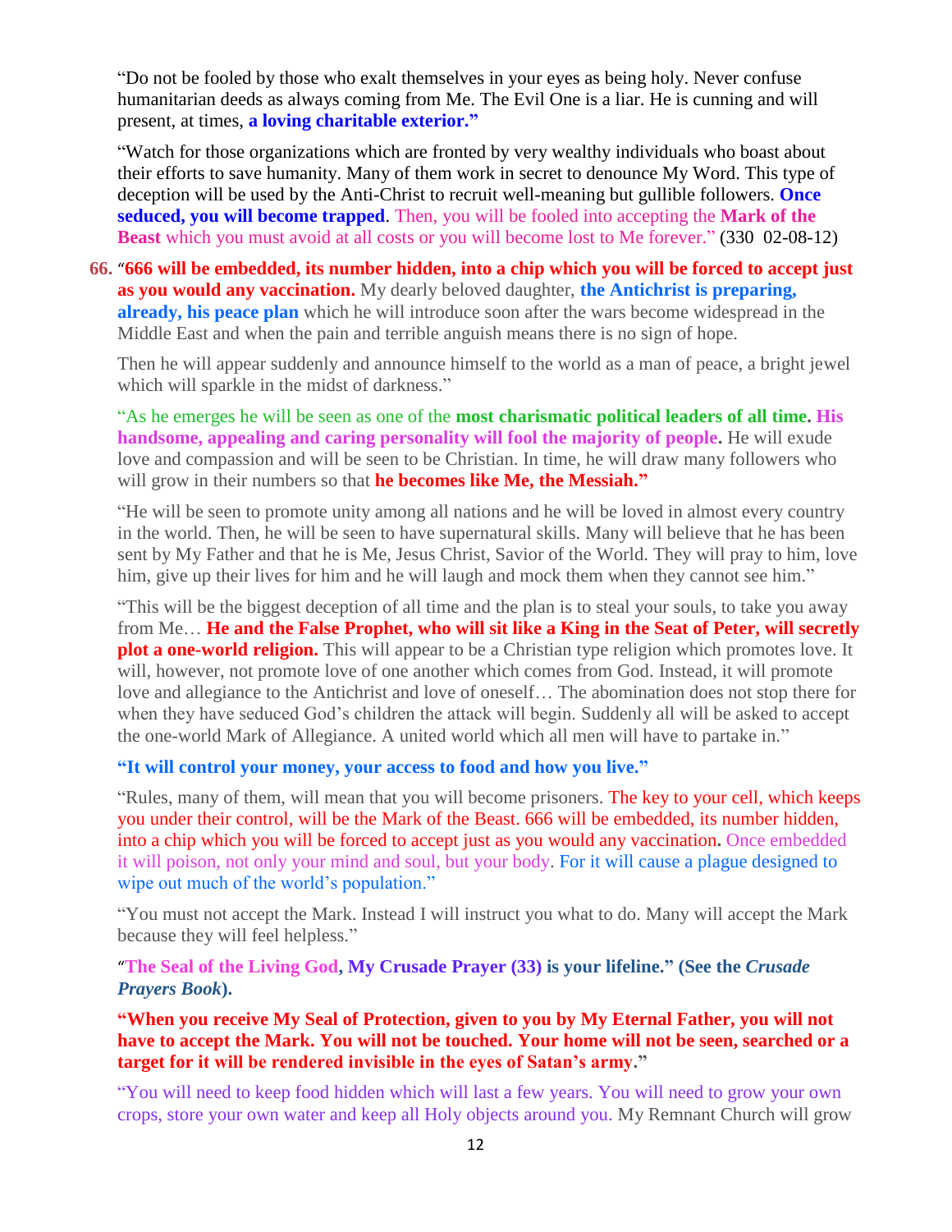"Do not be fooled by those who exalt themselves in your eyes as being holy. Never confuse humanitarian deeds as always coming from Me. The Evil One is a liar. He is cunning and will present, at times, **a loving charitable exterior."**

"Watch for those organizations which are fronted by very wealthy individuals who boast about their efforts to save humanity. Many of them work in secret to denounce My Word. This type of deception will be used by the Anti-Christ to recruit well-meaning but gullible followers. **Once seduced, you will become trapped**. Then, you will be fooled into accepting the **Mark of the Beast** which you must avoid at all costs or you will become lost to Me forever." (330 02-08-12)

**66.** "**666 will be embedded, its number hidden, into a chip which you will be forced to accept just as you would any vaccination.** My dearly beloved daughter, **the Antichrist is preparing, already, his peace plan** which he will introduce soon after the wars become widespread in the Middle East and when the pain and terrible anguish means there is no sign of hope.

Then he will appear suddenly and announce himself to the world as a man of peace, a bright jewel which will sparkle in the midst of darkness."

"As he emerges he will be seen as one of the **most charismatic political leaders of all time. His handsome, appealing and caring personality will fool the majority of people.** He will exude love and compassion and will be seen to be Christian. In time, he will draw many followers who will grow in their numbers so that **he becomes like Me, the Messiah."**

"He will be seen to promote unity among all nations and he will be loved in almost every country in the world. Then, he will be seen to have supernatural skills. Many will believe that he has been sent by My Father and that he is Me, Jesus Christ, Savior of the World. They will pray to him, love him, give up their lives for him and he will laugh and mock them when they cannot see him."

"This will be the biggest deception of all time and the plan is to steal your souls, to take you away from Me… **He and the False Prophet, who will sit like a King in the Seat of Peter, will secretly plot a one-world religion.** This will appear to be a Christian type religion which promotes love. It will, however, not promote love of one another which comes from God. Instead, it will promote love and allegiance to the Antichrist and love of oneself… The abomination does not stop there for when they have seduced God's children the attack will begin. Suddenly all will be asked to accept the one-world Mark of Allegiance. A united world which all men will have to partake in."

**"It will control your money, your access to food and how you live."**

"Rules, many of them, will mean that you will become prisoners. The key to your cell, which keeps you under their control, will be the Mark of the Beast. 666 will be embedded, its number hidden, into a chip which you will be forced to accept just as you would any vaccination**.** Once embedded it will poison, not only your mind and soul, but your body. For it will cause a plague designed to wipe out much of the world's population."

"You must not accept the Mark. Instead I will instruct you what to do. Many will accept the Mark because they will feel helpless."

"**The Seal of the Living God, My Crusade Prayer (33) is your lifeline." (See the *Crusade Prayers Book*).**

**"When you receive My Seal of Protection, given to you by My Eternal Father, you will not have to accept the Mark. You will not be touched. Your home will not be seen, searched or a target for it will be rendered invisible in the eyes of Satan's army."**

"You will need to keep food hidden which will last a few years. You will need to grow your own crops, store your own water and keep all Holy objects around you. My Remnant Church will grow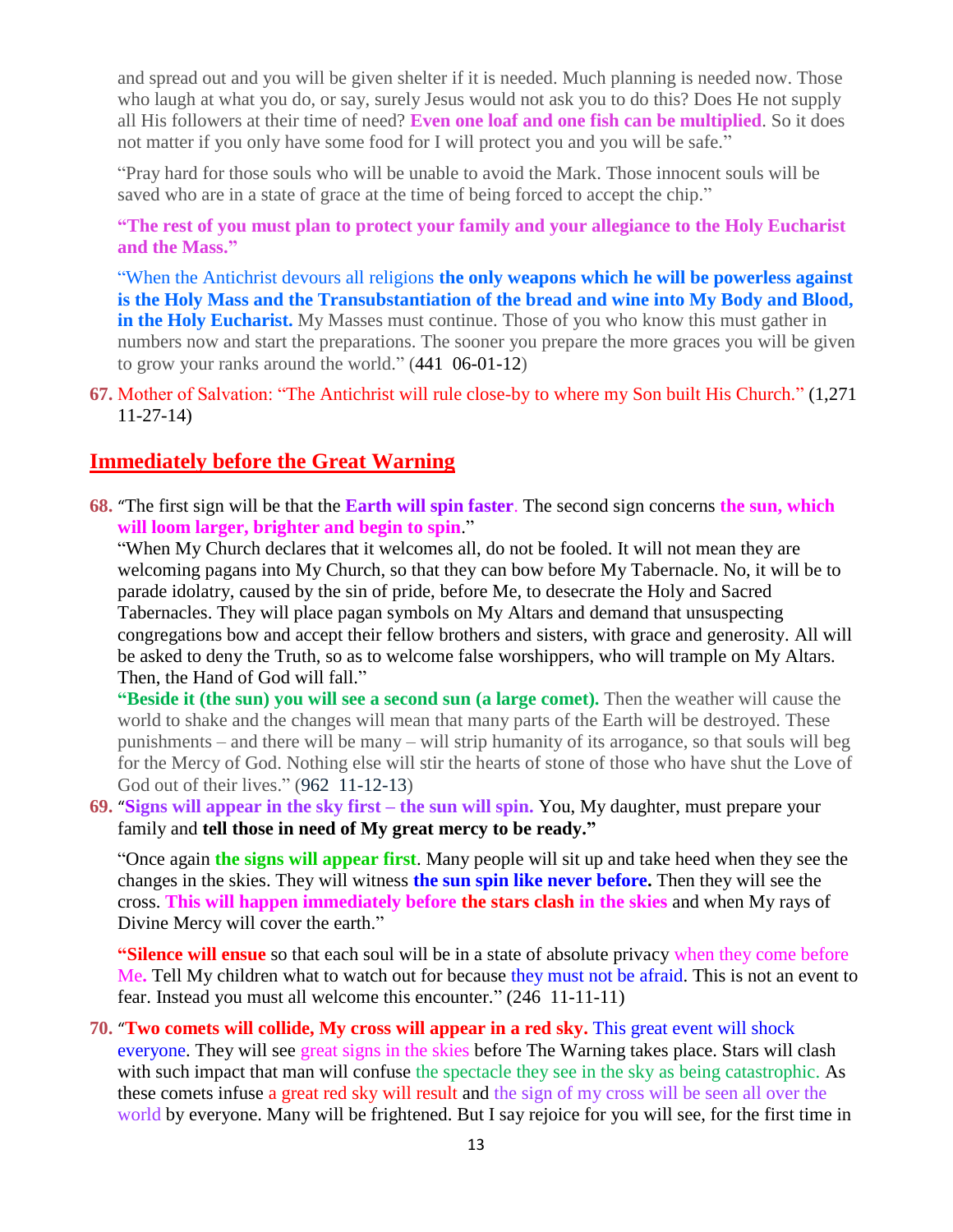and spread out and you will be given shelter if it is needed. Much planning is needed now. Those who laugh at what you do, or say, surely Jesus would not ask you to do this? Does He not supply all His followers at their time of need? **Even one loaf and one fish can be multiplied**. So it does not matter if you only have some food for I will protect you and you will be safe."

"Pray hard for those souls who will be unable to avoid the Mark. Those innocent souls will be saved who are in a state of grace at the time of being forced to accept the chip."

**"The rest of you must plan to protect your family and your allegiance to the Holy Eucharist and the Mass."**

"When the Antichrist devours all religions **the only weapons which he will be powerless against is the Holy Mass and the Transubstantiation of the bread and wine into My Body and Blood, in the Holy Eucharist.** My Masses must continue. Those of you who know this must gather in numbers now and start the preparations. The sooner you prepare the more graces you will be given to grow your ranks around the world." (441 06-01-12)

**67.** Mother of Salvation: "The Antichrist will rule close-by to where my Son built His Church." (1,271 11-27-14)

## Immediately before the Great Warning

**68.** "The first sign will be that the **Earth will spin faster**. The second sign concerns **the sun, which will loom larger, brighter and begin to spin**."
"When My Church declares that it welcomes all, do not be fooled. It will not mean they are welcoming pagans into My Church, so that they can bow before My Tabernacle. No, it will be to parade idolatry, caused by the sin of pride, before Me, to desecrate the Holy and Sacred Tabernacles. They will place pagan symbols on My Altars and demand that unsuspecting congregations bow and accept their fellow brothers and sisters, with grace and generosity. All will be asked to deny the Truth, so as to welcome false worshippers, who will trample on My Altars. Then, the Hand of God will fall."
**"Beside it (the sun) you will see a second sun (a large comet).** Then the weather will cause the world to shake and the changes will mean that many parts of the Earth will be destroyed. These punishments – and there will be many – will strip humanity of its arrogance, so that souls will beg for the Mercy of God. Nothing else will stir the hearts of stone of those who have shut the Love of God out of their lives." (962 11-12-13)

**69.** "**Signs will appear in the sky first – the sun will spin.** You, My daughter, must prepare your family and **tell those in need of My great mercy to be ready."**

"Once again **the signs will appear first**. Many people will sit up and take heed when they see the changes in the skies. They will witness **the sun spin like never before.** Then they will see the cross. **This will happen immediately before the stars clash in the skies** and when My rays of Divine Mercy will cover the earth."

**"Silence will ensue** so that each soul will be in a state of absolute privacy when they come before Me. Tell My children what to watch out for because they must not be afraid. This is not an event to fear. Instead you must all welcome this encounter." (246 11-11-11)

**70.** "**Two comets will collide, My cross will appear in a red sky.** This great event will shock everyone. They will see great signs in the skies before The Warning takes place. Stars will clash with such impact that man will confuse the spectacle they see in the sky as being catastrophic. As these comets infuse a great red sky will result and the sign of my cross will be seen all over the world by everyone. Many will be frightened. But I say rejoice for you will see, for the first time in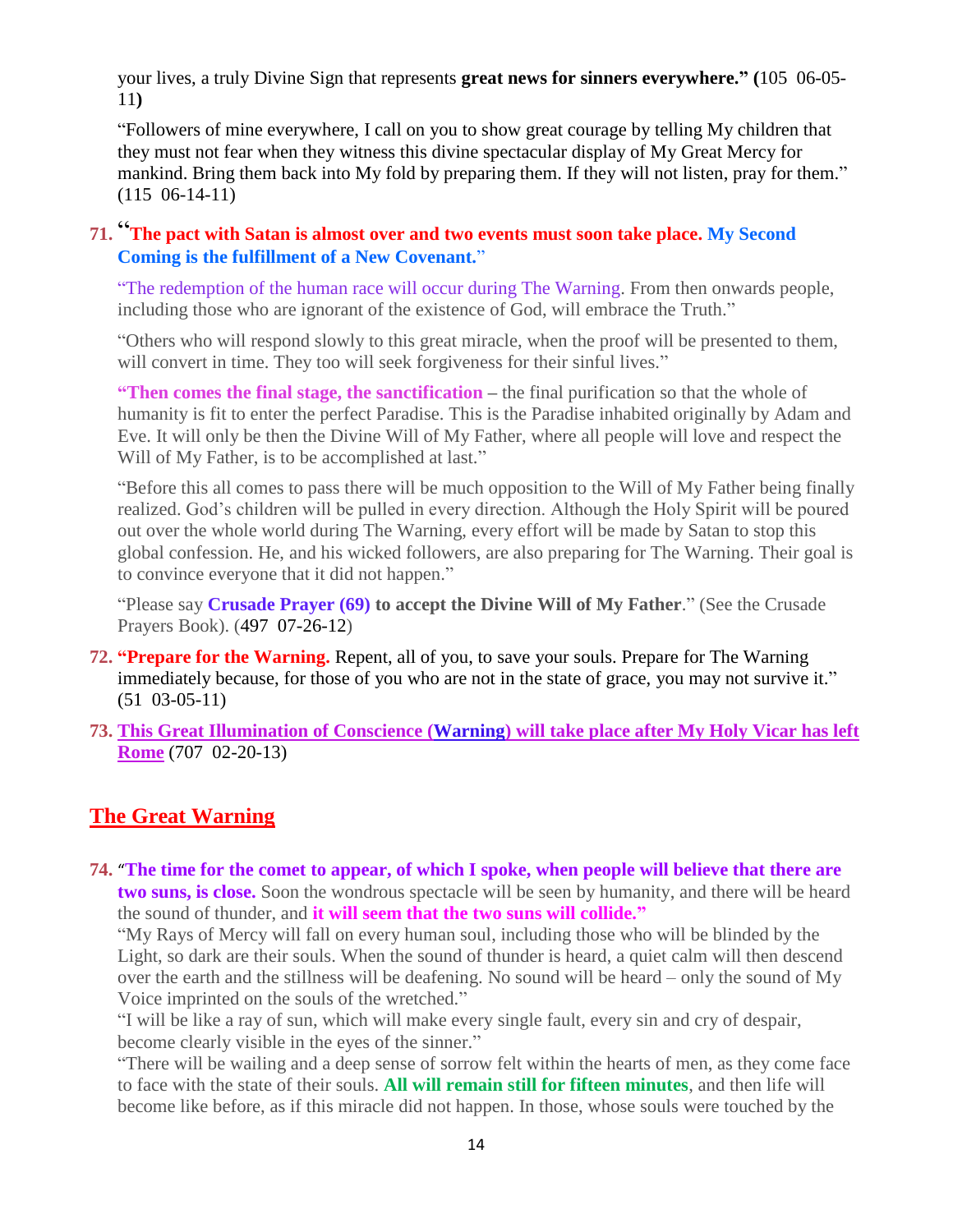your lives, a truly Divine Sign that represents **great news for sinners everywhere.” (**105 06-05-11**)**

“Followers of mine everywhere, I call on you to show great courage by telling My children that they must not fear when they witness this divine spectacular display of My Great Mercy for mankind. Bring them back into My fold by preparing them. If they will not listen, pray for them.” (115 06-14-11)

71. **“The pact with Satan is almost over and two events must soon take place. My Second Coming is the fulfillment of a New Covenant.**”

    “The redemption of the human race will occur during The Warning. From then onwards people, including those who are ignorant of the existence of God, will embrace the Truth.”

    “Others who will respond slowly to this great miracle, when the proof will be presented to them, will convert in time. They too will seek forgiveness for their sinful lives.”

    **“Then comes the final stage, the sanctification** – the final purification so that the whole of humanity is fit to enter the perfect Paradise. This is the Paradise inhabited originally by Adam and Eve. It will only be then the Divine Will of My Father, where all people will love and respect the Will of My Father, is to be accomplished at last.”

    “Before this all comes to pass there will be much opposition to the Will of My Father being finally realized. God’s children will be pulled in every direction. Although the Holy Spirit will be poured out over the whole world during The Warning, every effort will be made by Satan to stop this global confession. He, and his wicked followers, are also preparing for The Warning. Their goal is to convince everyone that it did not happen.”

    “Please say **Crusade Prayer (69) to accept the Divine Will of My Father**.” (See the Crusade Prayers Book). (497 07-26-12)

72. **“Prepare for the Warning.** Repent, all of you, to save your souls. Prepare for The Warning immediately because, for those of you who are not in the state of grace, you may not survive it.” (51 03-05-11)

73. **This Great Illumination of Conscience (Warning) will take place after My Holy Vicar has left Rome** (707 02-20-13)

## The Great Warning

74. “**The time for the comet to appear, of which I spoke, when people will believe that there are two suns, is close.** Soon the wondrous spectacle will be seen by humanity, and there will be heard the sound of thunder, and **it will seem that the two suns will collide.”**
    “My Rays of Mercy will fall on every human soul, including those who will be blinded by the Light, so dark are their souls. When the sound of thunder is heard, a quiet calm will then descend over the earth and the stillness will be deafening. No sound will be heard – only the sound of My Voice imprinted on the souls of the wretched.”
    “I will be like a ray of sun, which will make every single fault, every sin and cry of despair, become clearly visible in the eyes of the sinner.”
    “There will be wailing and a deep sense of sorrow felt within the hearts of men, as they come face to face with the state of their souls. **All will remain still for fifteen minutes**, and then life will become like before, as if this miracle did not happen. In those, whose souls were touched by the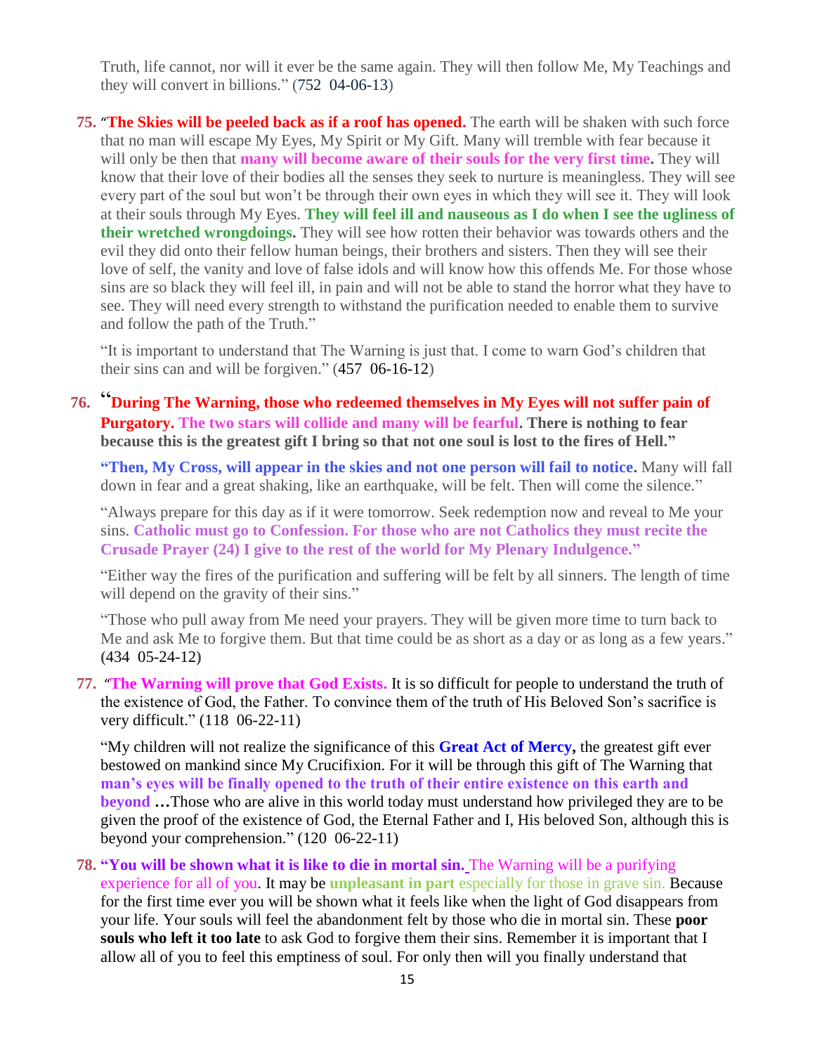Truth, life cannot, nor will it ever be the same again. They will then follow Me, My Teachings and they will convert in billions." (752 04-06-13)

75. "**The Skies will be peeled back as if a roof has opened.** The earth will be shaken with such force that no man will escape My Eyes, My Spirit or My Gift. Many will tremble with fear because it will only be then that **many will become aware of their souls for the very first time.** They will know that their love of their bodies all the senses they seek to nurture is meaningless. They will see every part of the soul but won't be through their own eyes in which they will see it. They will look at their souls through My Eyes. **They will feel ill and nauseous as I do when I see the ugliness of their wretched wrongdoings.** They will see how rotten their behavior was towards others and the evil they did onto their fellow human beings, their brothers and sisters. Then they will see their love of self, the vanity and love of false idols and will know how this offends Me. For those whose sins are so black they will feel ill, in pain and will not be able to stand the horror what they have to see. They will need every strength to withstand the purification needed to enable them to survive and follow the path of the Truth."

   "It is important to understand that The Warning is just that. I come to warn God's children that their sins can and will be forgiven." (457 06-16-12)

76. "**During The Warning, those who redeemed themselves in My Eyes will not suffer pain of Purgatory. The two stars will collide and many will be fearful. There is nothing to fear because this is the greatest gift I bring so that not one soul is lost to the fires of Hell."**

   **"Then, My Cross, will appear in the skies and not one person will fail to notice.** Many will fall down in fear and a great shaking, like an earthquake, will be felt. Then will come the silence."

   "Always prepare for this day as if it were tomorrow. Seek redemption now and reveal to Me your sins. **Catholic must go to Confession. For those who are not Catholics they must recite the Crusade Prayer (24) I give to the rest of the world for My Plenary Indulgence."**

   "Either way the fires of the purification and suffering will be felt by all sinners. The length of time will depend on the gravity of their sins."

   "Those who pull away from Me need your prayers. They will be given more time to turn back to Me and ask Me to forgive them. But that time could be as short as a day or as long as a few years." (434 05-24-12)

77. "**The Warning will prove that God Exists.** It is so difficult for people to understand the truth of the existence of God, the Father. To convince them of the truth of His Beloved Son's sacrifice is very difficult." (118 06-22-11)

   "My children will not realize the significance of this **Great Act of Mercy,** the greatest gift ever bestowed on mankind since My Crucifixion. For it will be through this gift of The Warning that **man's eyes will be finally opened to the truth of their entire existence on this earth and beyond …**Those who are alive in this world today must understand how privileged they are to be given the proof of the existence of God, the Eternal Father and I, His beloved Son, although this is beyond your comprehension." (120 06-22-11)

78. **"You will be shown what it is like to die in mortal sin.** The Warning will be a purifying experience for all of you. It may be **unpleasant in part** especially for those in grave sin. Because for the first time ever you will be shown what it feels like when the light of God disappears from your life. Your souls will feel the abandonment felt by those who die in mortal sin. These **poor souls who left it too late** to ask God to forgive them their sins. Remember it is important that I allow all of you to feel this emptiness of soul. For only then will you finally understand that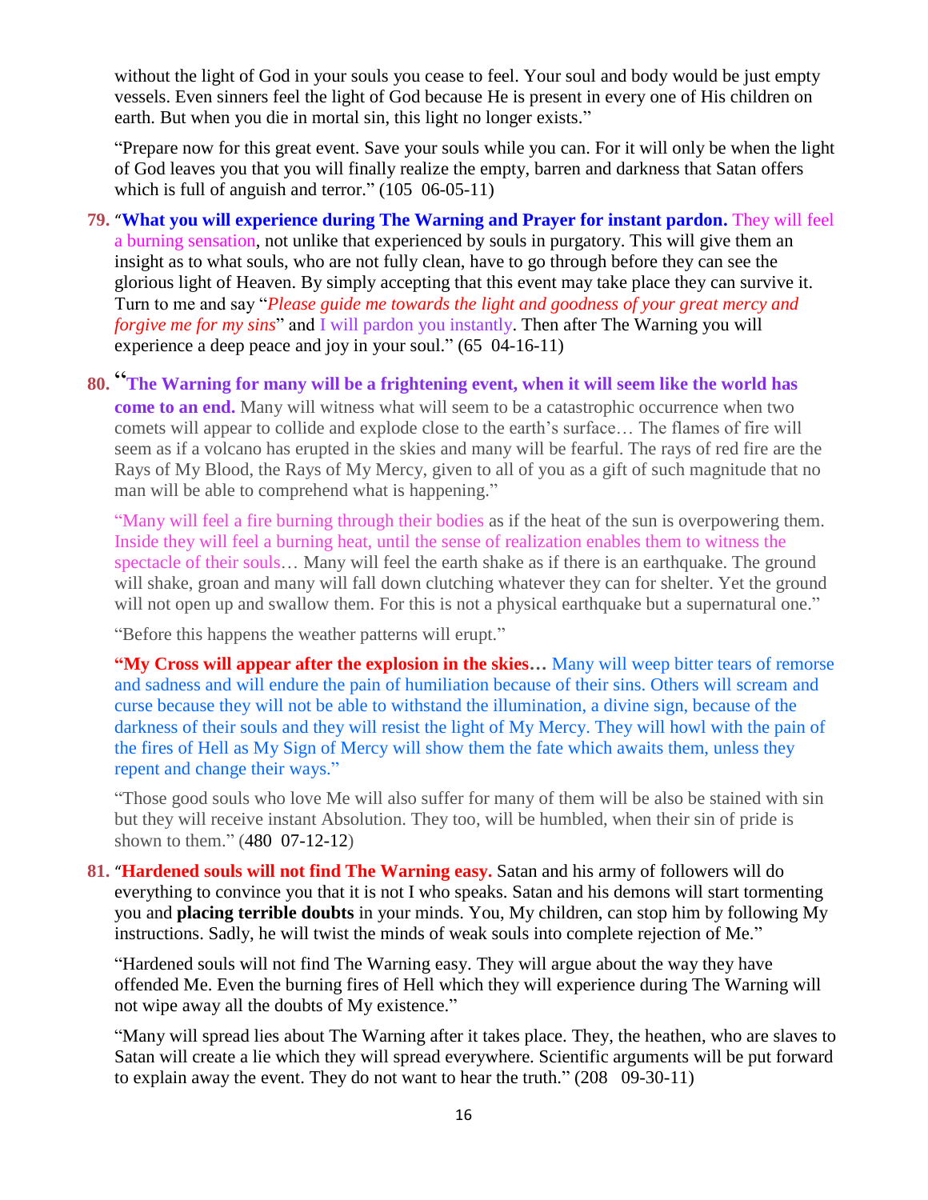without the light of God in your souls you cease to feel. Your soul and body would be just empty vessels. Even sinners feel the light of God because He is present in every one of His children on earth. But when you die in mortal sin, this light no longer exists."

"Prepare now for this great event. Save your souls while you can. For it will only be when the light of God leaves you that you will finally realize the empty, barren and darkness that Satan offers which is full of anguish and terror." (105 06-05-11)

79. "**What you will experience during The Warning and Prayer for instant pardon.** They will feel a burning sensation, not unlike that experienced by souls in purgatory. This will give them an insight as to what souls, who are not fully clean, have to go through before they can see the glorious light of Heaven. By simply accepting that this event may take place they can survive it. Turn to me and say "*Please guide me towards the light and goodness of your great mercy and forgive me for my sins*" and I will pardon you instantly. Then after The Warning you will experience a deep peace and joy in your soul." (65 04-16-11)

80. "**The Warning for many will be a frightening event, when it will seem like the world has come to an end.** Many will witness what will seem to be a catastrophic occurrence when two comets will appear to collide and explode close to the earth's surface… The flames of fire will seem as if a volcano has erupted in the skies and many will be fearful. The rays of red fire are the Rays of My Blood, the Rays of My Mercy, given to all of you as a gift of such magnitude that no man will be able to comprehend what is happening."

"Many will feel a fire burning through their bodies as if the heat of the sun is overpowering them. Inside they will feel a burning heat, until the sense of realization enables them to witness the spectacle of their souls… Many will feel the earth shake as if there is an earthquake. The ground will shake, groan and many will fall down clutching whatever they can for shelter. Yet the ground will not open up and swallow them. For this is not a physical earthquake but a supernatural one."

"Before this happens the weather patterns will erupt."

**"My Cross will appear after the explosion in the skies…** Many will weep bitter tears of remorse and sadness and will endure the pain of humiliation because of their sins. Others will scream and curse because they will not be able to withstand the illumination, a divine sign, because of the darkness of their souls and they will resist the light of My Mercy. They will howl with the pain of the fires of Hell as My Sign of Mercy will show them the fate which awaits them, unless they repent and change their ways."

"Those good souls who love Me will also suffer for many of them will be also be stained with sin but they will receive instant Absolution. They too, will be humbled, when their sin of pride is shown to them." (480 07-12-12)

81. "**Hardened souls will not find The Warning easy.** Satan and his army of followers will do everything to convince you that it is not I who speaks. Satan and his demons will start tormenting you and **placing terrible doubts** in your minds. You, My children, can stop him by following My instructions. Sadly, he will twist the minds of weak souls into complete rejection of Me."

"Hardened souls will not find The Warning easy. They will argue about the way they have offended Me. Even the burning fires of Hell which they will experience during The Warning will not wipe away all the doubts of My existence."

"Many will spread lies about The Warning after it takes place. They, the heathen, who are slaves to Satan will create a lie which they will spread everywhere. Scientific arguments will be put forward to explain away the event. They do not want to hear the truth." (208 09-30-11)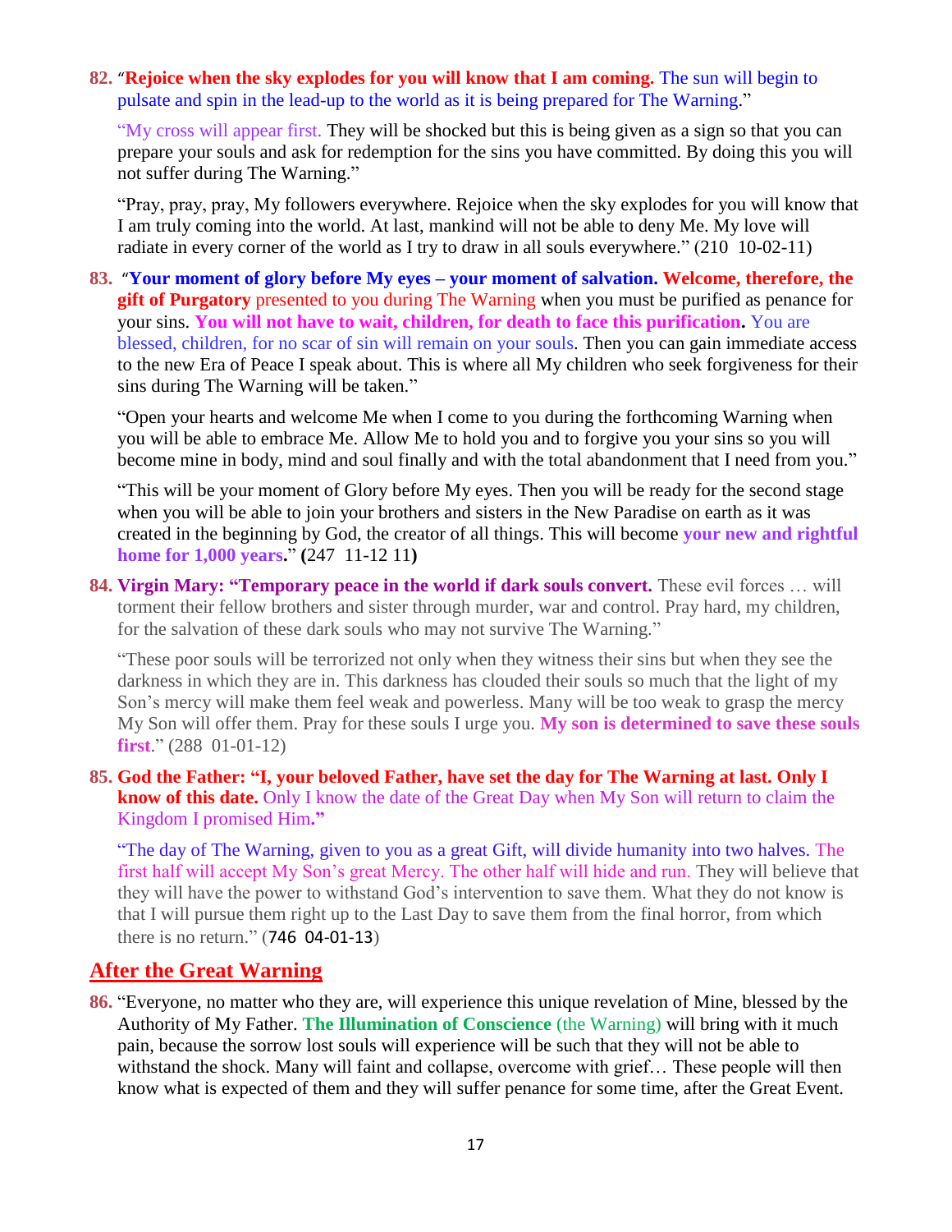82. "**Rejoice when the sky explodes for you will know that I am coming.** The sun will begin to pulsate and spin in the lead-up to the world as it is being prepared for The Warning."

"My cross will appear first. They will be shocked but this is being given as a sign so that you can prepare your souls and ask for redemption for the sins you have committed. By doing this you will not suffer during The Warning."

"Pray, pray, pray, My followers everywhere. Rejoice when the sky explodes for you will know that I am truly coming into the world. At last, mankind will not be able to deny Me. My love will radiate in every corner of the world as I try to draw in all souls everywhere." (210 10-02-11)

83. "**Your moment of glory before My eyes – your moment of salvation. Welcome, therefore, the gift of Purgatory** presented to you during The Warning when you must be purified as penance for your sins. **You will not have to wait, children, for death to face this purification.** You are blessed, children, for no scar of sin will remain on your souls. Then you can gain immediate access to the new Era of Peace I speak about. This is where all My children who seek forgiveness for their sins during The Warning will be taken."

"Open your hearts and welcome Me when I come to you during the forthcoming Warning when you will be able to embrace Me. Allow Me to hold you and to forgive you your sins so you will become mine in body, mind and soul finally and with the total abandonment that I need from you."

"This will be your moment of Glory before My eyes. Then you will be ready for the second stage when you will be able to join your brothers and sisters in the New Paradise on earth as it was created in the beginning by God, the creator of all things. This will become **your new and rightful home for 1,000 years**." **(**247 11-12 11**)**

84. **Virgin Mary: "Temporary peace in the world if dark souls convert.** These evil forces … will torment their fellow brothers and sister through murder, war and control. Pray hard, my children, for the salvation of these dark souls who may not survive The Warning."

"These poor souls will be terrorized not only when they witness their sins but when they see the darkness in which they are in. This darkness has clouded their souls so much that the light of my Son's mercy will make them feel weak and powerless. Many will be too weak to grasp the mercy My Son will offer them. Pray for these souls I urge you. **My son is determined to save these souls first**." (288 01-01-12)

85. **God the Father: "I, your beloved Father, have set the day for The Warning at last. Only I know of this date.** Only I know the date of the Great Day when My Son will return to claim the Kingdom I promised Him**."**

"The day of The Warning, given to you as a great Gift, will divide humanity into two halves. The first half will accept My Son's great Mercy. The other half will hide and run. They will believe that they will have the power to withstand God's intervention to save them. What they do not know is that I will pursue them right up to the Last Day to save them from the final horror, from which there is no return." (746 04-01-13)

## After the Great Warning

86. "Everyone, no matter who they are, will experience this unique revelation of Mine, blessed by the Authority of My Father. **The Illumination of Conscience** (the Warning) will bring with it much pain, because the sorrow lost souls will experience will be such that they will not be able to withstand the shock. Many will faint and collapse, overcome with grief… These people will then know what is expected of them and they will suffer penance for some time, after the Great Event.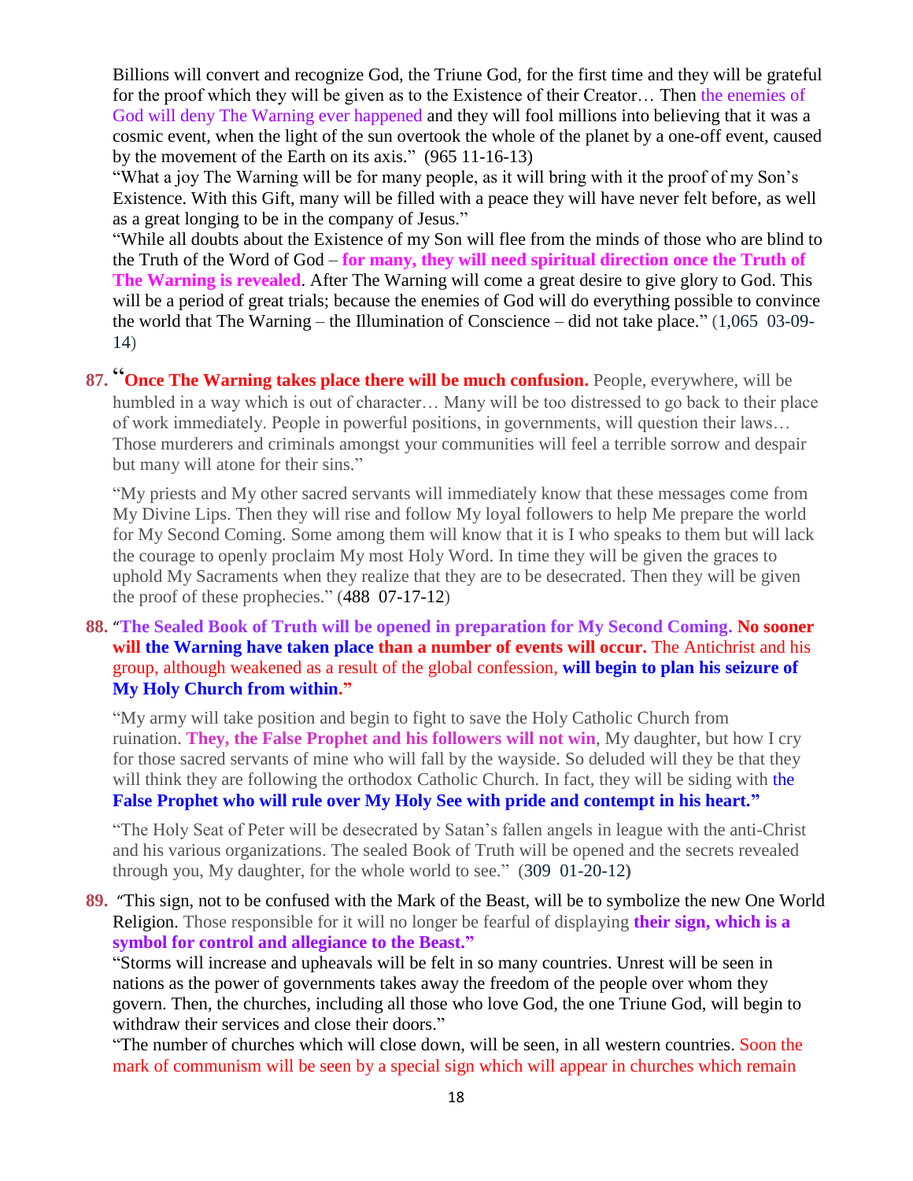Billions will convert and recognize God, the Triune God, for the first time and they will be grateful for the proof which they will be given as to the Existence of their Creator… Then the enemies of God will deny The Warning ever happened and they will fool millions into believing that it was a cosmic event, when the light of the sun overtook the whole of the planet by a one-off event, caused by the movement of the Earth on its axis." (965 11-16-13)

"What a joy The Warning will be for many people, as it will bring with it the proof of my Son's Existence. With this Gift, many will be filled with a peace they will have never felt before, as well as a great longing to be in the company of Jesus."

"While all doubts about the Existence of my Son will flee from the minds of those who are blind to the Truth of the Word of God – **for many, they will need spiritual direction once the Truth of The Warning is revealed**. After The Warning will come a great desire to give glory to God. This will be a period of great trials; because the enemies of God will do everything possible to convince the world that The Warning – the Illumination of Conscience – did not take place." (1,065 03-09-14)

**87.** "**Once The Warning takes place there will be much confusion.** People, everywhere, will be humbled in a way which is out of character… Many will be too distressed to go back to their place of work immediately. People in powerful positions, in governments, will question their laws… Those murderers and criminals amongst your communities will feel a terrible sorrow and despair but many will atone for their sins."

"My priests and My other sacred servants will immediately know that these messages come from My Divine Lips. Then they will rise and follow My loyal followers to help Me prepare the world for My Second Coming. Some among them will know that it is I who speaks to them but will lack the courage to openly proclaim My most Holy Word. In time they will be given the graces to uphold My Sacraments when they realize that they are to be desecrated. Then they will be given the proof of these prophecies." (488 07-17-12)

**88.** "**The Sealed Book of Truth will be opened in preparation for My Second Coming. No sooner will the Warning have taken place than a number of events will occur.** The Antichrist and his group, although weakened as a result of the global confession, **will begin to plan his seizure of My Holy Church from within."**

"My army will take position and begin to fight to save the Holy Catholic Church from ruination. **They, the False Prophet and his followers will not win**, My daughter, but how I cry for those sacred servants of mine who will fall by the wayside. So deluded will they be that they will think they are following the orthodox Catholic Church. In fact, they will be siding with the **False Prophet who will rule over My Holy See with pride and contempt in his heart."**

"The Holy Seat of Peter will be desecrated by Satan's fallen angels in league with the anti-Christ and his various organizations. The sealed Book of Truth will be opened and the secrets revealed through you, My daughter, for the whole world to see." (309 01-20-12)

**89.** "This sign, not to be confused with the Mark of the Beast, will be to symbolize the new One World Religion. Those responsible for it will no longer be fearful of displaying **their sign, which is a symbol for control and allegiance to the Beast."**

"Storms will increase and upheavals will be felt in so many countries. Unrest will be seen in nations as the power of governments takes away the freedom of the people over whom they govern. Then, the churches, including all those who love God, the one Triune God, will begin to withdraw their services and close their doors."

"The number of churches which will close down, will be seen, in all western countries. Soon the mark of communism will be seen by a special sign which will appear in churches which remain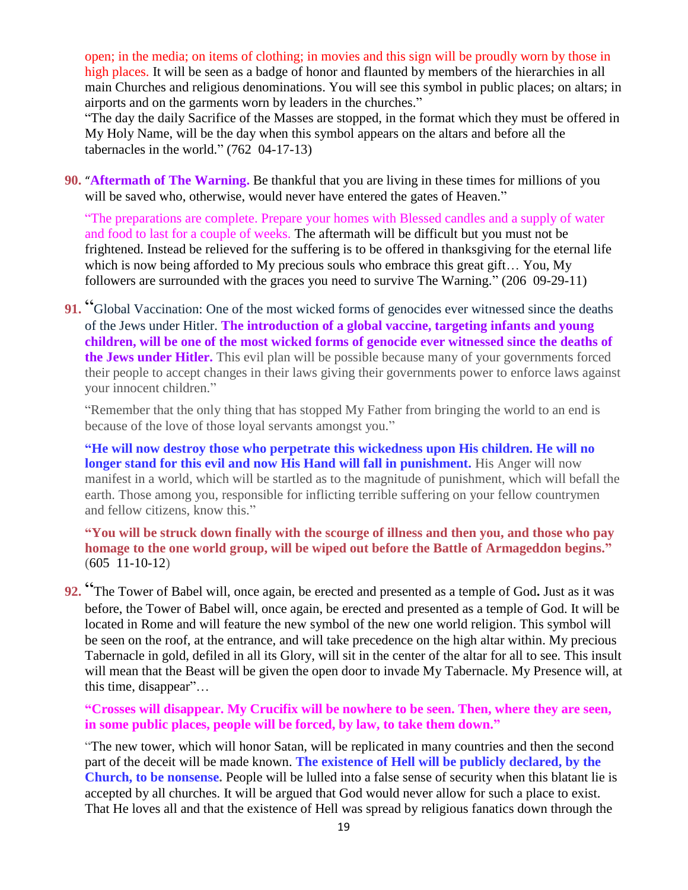open; in the media; on items of clothing; in movies and this sign will be proudly worn by those in high places. It will be seen as a badge of honor and flaunted by members of the hierarchies in all main Churches and religious denominations. You will see this symbol in public places; on altars; in airports and on the garments worn by leaders in the churches."

"The day the daily Sacrifice of the Masses are stopped, in the format which they must be offered in My Holy Name, will be the day when this symbol appears on the altars and before all the tabernacles in the world." (762 04-17-13)

**90.** "**Aftermath of The Warning.** Be thankful that you are living in these times for millions of you will be saved who, otherwise, would never have entered the gates of Heaven."

"The preparations are complete. Prepare your homes with Blessed candles and a supply of water and food to last for a couple of weeks. The aftermath will be difficult but you must not be frightened. Instead be relieved for the suffering is to be offered in thanksgiving for the eternal life which is now being afforded to My precious souls who embrace this great gift… You, My followers are surrounded with the graces you need to survive The Warning." (206 09-29-11)

**91.** "Global Vaccination: One of the most wicked forms of genocides ever witnessed since the deaths of the Jews under Hitler. **The introduction of a global vaccine, targeting infants and young children, will be one of the most wicked forms of genocide ever witnessed since the deaths of the Jews under Hitler.** This evil plan will be possible because many of your governments forced their people to accept changes in their laws giving their governments power to enforce laws against your innocent children."

"Remember that the only thing that has stopped My Father from bringing the world to an end is because of the love of those loyal servants amongst you."

**"He will now destroy those who perpetrate this wickedness upon His children. He will no longer stand for this evil and now His Hand will fall in punishment.** His Anger will now manifest in a world, which will be startled as to the magnitude of punishment, which will befall the earth. Those among you, responsible for inflicting terrible suffering on your fellow countrymen and fellow citizens, know this."

**"You will be struck down finally with the scourge of illness and then you, and those who pay homage to the one world group, will be wiped out before the Battle of Armageddon begins."** (605 11-10-12)

**92.** "The Tower of Babel will, once again, be erected and presented as a temple of God**.** Just as it was before, the Tower of Babel will, once again, be erected and presented as a temple of God. It will be located in Rome and will feature the new symbol of the new one world religion. This symbol will be seen on the roof, at the entrance, and will take precedence on the high altar within. My precious Tabernacle in gold, defiled in all its Glory, will sit in the center of the altar for all to see. This insult will mean that the Beast will be given the open door to invade My Tabernacle. My Presence will, at this time, disappear"…

**"Crosses will disappear. My Crucifix will be nowhere to be seen. Then, where they are seen, in some public places, people will be forced, by law, to take them down."**

"The new tower, which will honor Satan, will be replicated in many countries and then the second part of the deceit will be made known. **The existence of Hell will be publicly declared, by the Church, to be nonsense.** People will be lulled into a false sense of security when this blatant lie is accepted by all churches. It will be argued that God would never allow for such a place to exist. That He loves all and that the existence of Hell was spread by religious fanatics down through the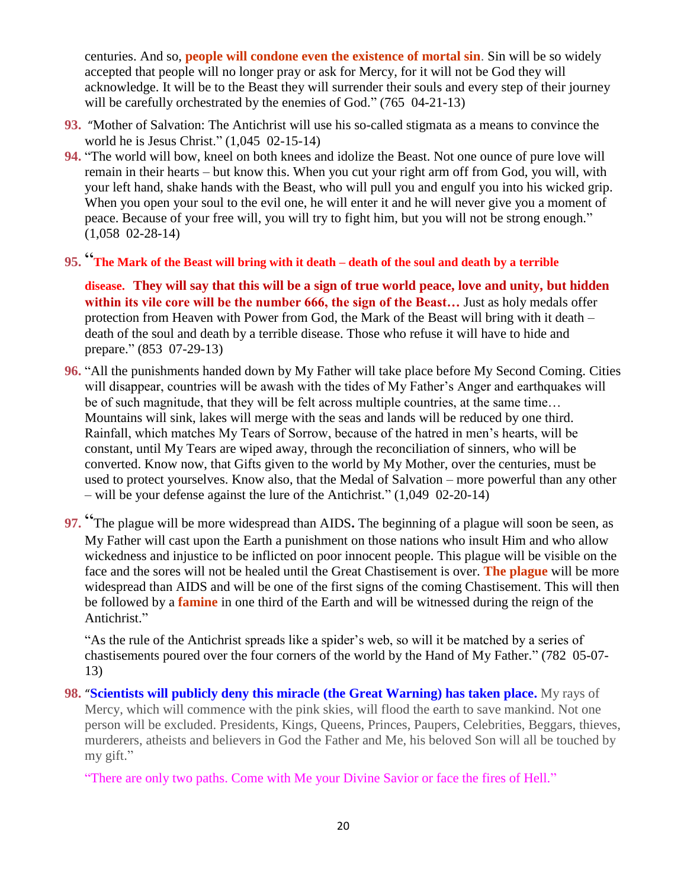centuries. And so, **people will condone even the existence of mortal sin**. Sin will be so widely accepted that people will no longer pray or ask for Mercy, for it will not be God they will acknowledge. It will be to the Beast they will surrender their souls and every step of their journey will be carefully orchestrated by the enemies of God." (765 04-21-13)

93. "Mother of Salvation: The Antichrist will use his so-called stigmata as a means to convince the world he is Jesus Christ." (1,045 02-15-14)

94. "The world will bow, kneel on both knees and idolize the Beast. Not one ounce of pure love will remain in their hearts – but know this. When you cut your right arm off from God, you will, with your left hand, shake hands with the Beast, who will pull you and engulf you into his wicked grip. When you open your soul to the evil one, he will enter it and he will never give you a moment of peace. Because of your free will, you will try to fight him, but you will not be strong enough." (1,058 02-28-14)

95. "**The Mark of the Beast will bring with it death – death of the soul and death by a terrible disease. They will say that this will be a sign of true world peace, love and unity, but hidden within its vile core will be the number 666, the sign of the Beast…** Just as holy medals offer protection from Heaven with Power from God, the Mark of the Beast will bring with it death – death of the soul and death by a terrible disease. Those who refuse it will have to hide and prepare." (853 07-29-13)

96. "All the punishments handed down by My Father will take place before My Second Coming. Cities will disappear, countries will be awash with the tides of My Father's Anger and earthquakes will be of such magnitude, that they will be felt across multiple countries, at the same time… Mountains will sink, lakes will merge with the seas and lands will be reduced by one third. Rainfall, which matches My Tears of Sorrow, because of the hatred in men's hearts, will be constant, until My Tears are wiped away, through the reconciliation of sinners, who will be converted. Know now, that Gifts given to the world by My Mother, over the centuries, must be used to protect yourselves. Know also, that the Medal of Salvation – more powerful than any other – will be your defense against the lure of the Antichrist." (1,049 02-20-14)

97. "The plague will be more widespread than AIDS**.** The beginning of a plague will soon be seen, as My Father will cast upon the Earth a punishment on those nations who insult Him and who allow wickedness and injustice to be inflicted on poor innocent people. This plague will be visible on the face and the sores will not be healed until the Great Chastisement is over. **The plague** will be more widespread than AIDS and will be one of the first signs of the coming Chastisement. This will then be followed by a **famine** in one third of the Earth and will be witnessed during the reign of the Antichrist."

   "As the rule of the Antichrist spreads like a spider's web, so will it be matched by a series of chastisements poured over the four corners of the world by the Hand of My Father." (782 05-07-13)

98. "**Scientists will publicly deny this miracle (the Great Warning) has taken place.** My rays of Mercy, which will commence with the pink skies, will flood the earth to save mankind. Not one person will be excluded. Presidents, Kings, Queens, Princes, Paupers, Celebrities, Beggars, thieves, murderers, atheists and believers in God the Father and Me, his beloved Son will all be touched by my gift."

   "There are only two paths. Come with Me your Divine Savior or face the fires of Hell."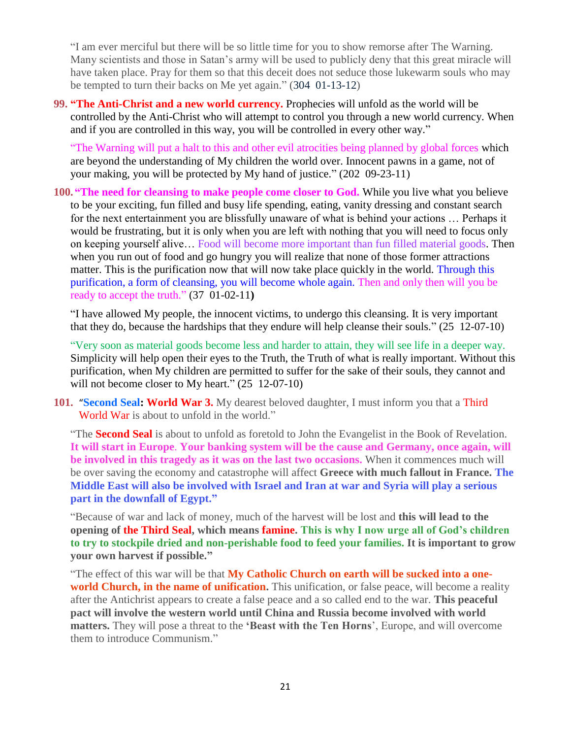"I am ever merciful but there will be so little time for you to show remorse after The Warning. Many scientists and those in Satan's army will be used to publicly deny that this great miracle will have taken place. Pray for them so that this deceit does not seduce those lukewarm souls who may be tempted to turn their backs on Me yet again." (304 01-13-12)

99. **"The Anti-Christ and a new world currency.** Prophecies will unfold as the world will be controlled by the Anti-Christ who will attempt to control you through a new world currency. When and if you are controlled in this way, you will be controlled in every other way."

    "The Warning will put a halt to this and other evil atrocities being planned by global forces which are beyond the understanding of My children the world over. Innocent pawns in a game, not of your making, you will be protected by My hand of justice." (202 09-23-11)

100. **"The need for cleansing to make people come closer to God.** While you live what you believe to be your exciting, fun filled and busy life spending, eating, vanity dressing and constant search for the next entertainment you are blissfully unaware of what is behind your actions … Perhaps it would be frustrating, but it is only when you are left with nothing that you will need to focus only on keeping yourself alive… Food will become more important than fun filled material goods. Then when you run out of food and go hungry you will realize that none of those former attractions matter. This is the purification now that will now take place quickly in the world. Through this purification, a form of cleansing, you will become whole again. Then and only then will you be ready to accept the truth." (37 01-02-11**)**

     "I have allowed My people, the innocent victims, to undergo this cleansing. It is very important that they do, because the hardships that they endure will help cleanse their souls." (25 12-07-10)

     "Very soon as material goods become less and harder to attain, they will see life in a deeper way. Simplicity will help open their eyes to the Truth, the Truth of what is really important. Without this purification, when My children are permitted to suffer for the sake of their souls, they cannot and will not become closer to My heart." (25 12-07-10)

101. "**Second Seal: World War 3.** My dearest beloved daughter, I must inform you that a Third World War is about to unfold in the world."

     "The **Second Seal** is about to unfold as foretold to John the Evangelist in the Book of Revelation. **It will start in Europe**. **Your banking system will be the cause and Germany, once again, will be involved in this tragedy as it was on the last two occasions.** When it commences much will be over saving the economy and catastrophe will affect **Greece with much fallout in France. The Middle East will also be involved with Israel and Iran at war and Syria will play a serious part in the downfall of Egypt."**

     "Because of war and lack of money, much of the harvest will be lost and **this will lead to the opening of the Third Seal, which means famine. This is why I now urge all of God's children to try to stockpile dried and non-perishable food to feed your families. It is important to grow your own harvest if possible."**

     "The effect of this war will be that **My Catholic Church on earth will be sucked into a one-world Church, in the name of unification.** This unification, or false peace, will become a reality after the Antichrist appears to create a false peace and a so called end to the war. **This peaceful pact will involve the western world until China and Russia become involved with world matters.** They will pose a threat to the **'Beast with the Ten Horns**', Europe, and will overcome them to introduce Communism."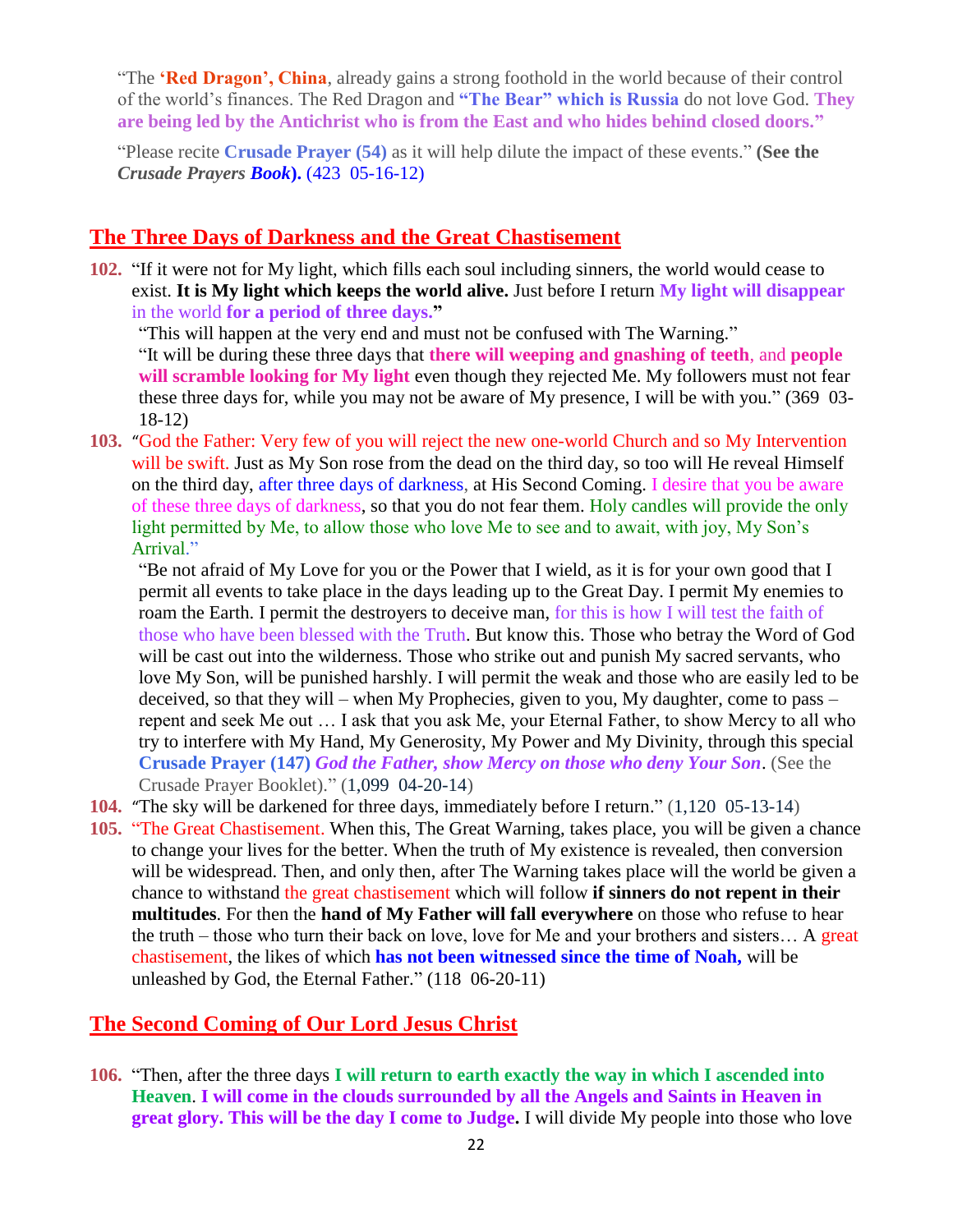"The **'Red Dragon', China**, already gains a strong foothold in the world because of their control of the world's finances. The Red Dragon and **"The Bear" which is Russia** do not love God. **They are being led by the Antichrist who is from the East and who hides behind closed doors."**

"Please recite **Crusade Prayer (54)** as it will help dilute the impact of these events." **(See the *Crusade Prayers Book*).** (423 05-16-12)

## The Three Days of Darkness and the Great Chastisement

**102.** "If it were not for My light, which fills each soul including sinners, the world would cease to exist. **It is My light which keeps the world alive.** Just before I return **My light will disappear** in the world **for a period of three days."**

"This will happen at the very end and must not be confused with The Warning."

"It will be during these three days that **there will weeping and gnashing of teeth**, and **people will scramble looking for My light** even though they rejected Me. My followers must not fear these three days for, while you may not be aware of My presence, I will be with you." (369 03-18-12)

**103.** "God the Father: Very few of you will reject the new one-world Church and so My Intervention will be swift. Just as My Son rose from the dead on the third day, so too will He reveal Himself on the third day, after three days of darkness, at His Second Coming. I desire that you be aware of these three days of darkness, so that you do not fear them. Holy candles will provide the only light permitted by Me, to allow those who love Me to see and to await, with joy, My Son's Arrival."

"Be not afraid of My Love for you or the Power that I wield, as it is for your own good that I permit all events to take place in the days leading up to the Great Day. I permit My enemies to roam the Earth. I permit the destroyers to deceive man, for this is how I will test the faith of those who have been blessed with the Truth. But know this. Those who betray the Word of God will be cast out into the wilderness. Those who strike out and punish My sacred servants, who love My Son, will be punished harshly. I will permit the weak and those who are easily led to be deceived, so that they will – when My Prophecies, given to you, My daughter, come to pass – repent and seek Me out … I ask that you ask Me, your Eternal Father, to show Mercy to all who try to interfere with My Hand, My Generosity, My Power and My Divinity, through this special **Crusade Prayer (147)** ***God the Father, show Mercy on those who deny Your Son***. (See the Crusade Prayer Booklet)." (1,099 04-20-14)

**104.** "The sky will be darkened for three days, immediately before I return." (1,120 05-13-14)

**105.** "The Great Chastisement. When this, The Great Warning, takes place, you will be given a chance to change your lives for the better. When the truth of My existence is revealed, then conversion will be widespread. Then, and only then, after The Warning takes place will the world be given a chance to withstand the great chastisement which will follow **if sinners do not repent in their multitudes**. For then the **hand of My Father will fall everywhere** on those who refuse to hear the truth – those who turn their back on love, love for Me and your brothers and sisters… A great chastisement, the likes of which **has not been witnessed since the time of Noah,** will be unleashed by God, the Eternal Father." (118 06-20-11)

## The Second Coming of Our Lord Jesus Christ

**106.** "Then, after the three days **I will return to earth exactly the way in which I ascended into Heaven**. **I will come in the clouds surrounded by all the Angels and Saints in Heaven in great glory. This will be the day I come to Judge.** I will divide My people into those who love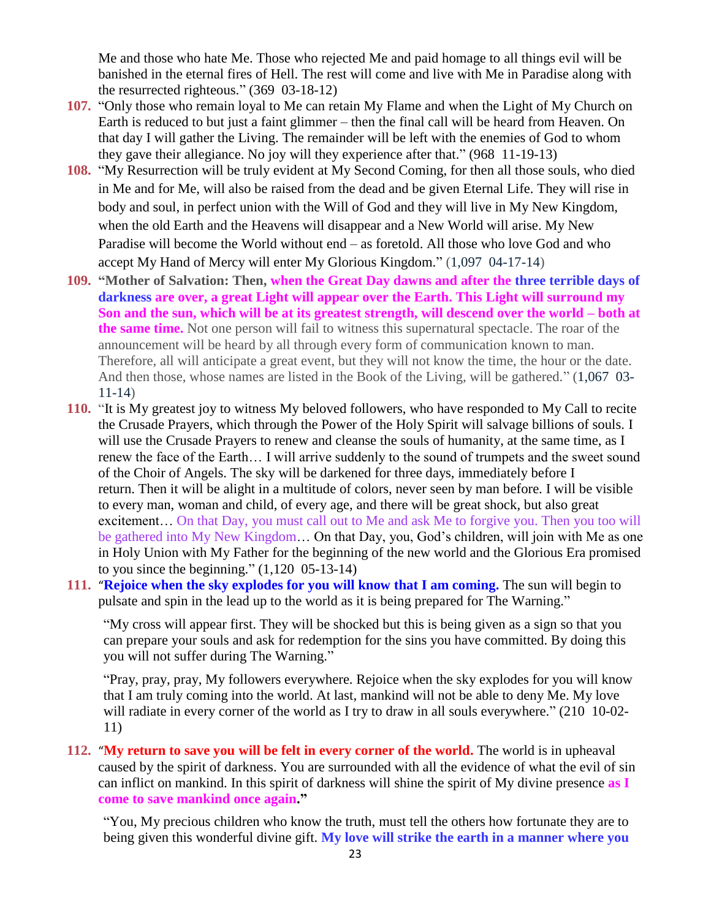Me and those who hate Me. Those who rejected Me and paid homage to all things evil will be banished in the eternal fires of Hell. The rest will come and live with Me in Paradise along with the resurrected righteous." (369 03-18-12)

107. "Only those who remain loyal to Me can retain My Flame and when the Light of My Church on Earth is reduced to but just a faint glimmer – then the final call will be heard from Heaven. On that day I will gather the Living. The remainder will be left with the enemies of God to whom they gave their allegiance. No joy will they experience after that." (968 11-19-13)

108. "My Resurrection will be truly evident at My Second Coming, for then all those souls, who died in Me and for Me, will also be raised from the dead and be given Eternal Life. They will rise in body and soul, in perfect union with the Will of God and they will live in My New Kingdom, when the old Earth and the Heavens will disappear and a New World will arise. My New Paradise will become the World without end – as foretold. All those who love God and who accept My Hand of Mercy will enter My Glorious Kingdom." (1,097 04-17-14)

109. **"Mother of Salvation: Then, when the Great Day dawns and after the three terrible days of darkness are over, a great Light will appear over the Earth. This Light will surround my Son and the sun, which will be at its greatest strength, will descend over the world – both at the same time.** Not one person will fail to witness this supernatural spectacle. The roar of the announcement will be heard by all through every form of communication known to man. Therefore, all will anticipate a great event, but they will not know the time, the hour or the date. And then those, whose names are listed in the Book of the Living, will be gathered." (1,067 03-11-14)

110. "It is My greatest joy to witness My beloved followers, who have responded to My Call to recite the Crusade Prayers, which through the Power of the Holy Spirit will salvage billions of souls. I will use the Crusade Prayers to renew and cleanse the souls of humanity, at the same time, as I renew the face of the Earth… I will arrive suddenly to the sound of trumpets and the sweet sound of the Choir of Angels. The sky will be darkened for three days, immediately before I return. Then it will be alight in a multitude of colors, never seen by man before. I will be visible to every man, woman and child, of every age, and there will be great shock, but also great excitement… On that Day, you must call out to Me and ask Me to forgive you. Then you too will be gathered into My New Kingdom… On that Day, you, God's children, will join with Me as one in Holy Union with My Father for the beginning of the new world and the Glorious Era promised to you since the beginning." (1,120 05-13-14)

111. "**Rejoice when the sky explodes for you will know that I am coming.** The sun will begin to pulsate and spin in the lead up to the world as it is being prepared for The Warning."

    "My cross will appear first. They will be shocked but this is being given as a sign so that you can prepare your souls and ask for redemption for the sins you have committed. By doing this you will not suffer during The Warning."

    "Pray, pray, pray, My followers everywhere. Rejoice when the sky explodes for you will know that I am truly coming into the world. At last, mankind will not be able to deny Me. My love will radiate in every corner of the world as I try to draw in all souls everywhere." (210 10-02-11)

112. "**My return to save you will be felt in every corner of the world.** The world is in upheaval caused by the spirit of darkness. You are surrounded with all the evidence of what the evil of sin can inflict on mankind. In this spirit of darkness will shine the spirit of My divine presence **as I come to save mankind once again."**

    "You, My precious children who know the truth, must tell the others how fortunate they are to being given this wonderful divine gift. **My love will strike the earth in a manner where you**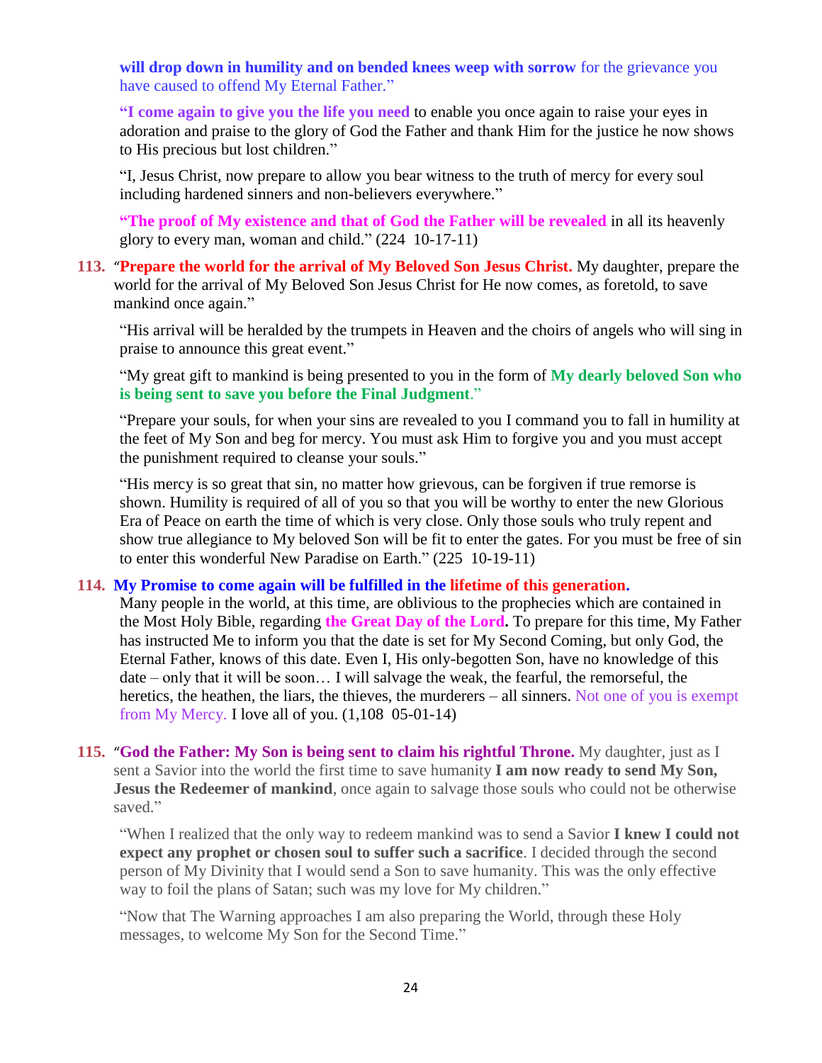**will drop down in humility and on bended knees weep with sorrow** for the grievance you have caused to offend My Eternal Father."

**"I come again to give you the life you need** to enable you once again to raise your eyes in adoration and praise to the glory of God the Father and thank Him for the justice he now shows to His precious but lost children."

"I, Jesus Christ, now prepare to allow you bear witness to the truth of mercy for every soul including hardened sinners and non-believers everywhere."

**"The proof of My existence and that of God the Father will be revealed** in all its heavenly glory to every man, woman and child." (224 10-17-11)

**113.** "**Prepare the world for the arrival of My Beloved Son Jesus Christ.** My daughter, prepare the world for the arrival of My Beloved Son Jesus Christ for He now comes, as foretold, to save mankind once again."

"His arrival will be heralded by the trumpets in Heaven and the choirs of angels who will sing in praise to announce this great event."

"My great gift to mankind is being presented to you in the form of **My dearly beloved Son who is being sent to save you before the Final Judgment**."

"Prepare your souls, for when your sins are revealed to you I command you to fall in humility at the feet of My Son and beg for mercy. You must ask Him to forgive you and you must accept the punishment required to cleanse your souls."

"His mercy is so great that sin, no matter how grievous, can be forgiven if true remorse is shown. Humility is required of all of you so that you will be worthy to enter the new Glorious Era of Peace on earth the time of which is very close. Only those souls who truly repent and show true allegiance to My beloved Son will be fit to enter the gates. For you must be free of sin to enter this wonderful New Paradise on Earth." (225 10-19-11)

**114. My Promise to come again will be fulfilled in the lifetime of this generation.**
Many people in the world, at this time, are oblivious to the prophecies which are contained in the Most Holy Bible, regarding **the Great Day of the Lord.** To prepare for this time, My Father has instructed Me to inform you that the date is set for My Second Coming, but only God, the Eternal Father, knows of this date. Even I, His only-begotten Son, have no knowledge of this date – only that it will be soon… I will salvage the weak, the fearful, the remorseful, the heretics, the heathen, the liars, the thieves, the murderers – all sinners. Not one of you is exempt from My Mercy. I love all of you. (1,108 05-01-14)

**115.** "**God the Father: My Son is being sent to claim his rightful Throne.** My daughter, just as I sent a Savior into the world the first time to save humanity **I am now ready to send My Son, Jesus the Redeemer of mankind**, once again to salvage those souls who could not be otherwise saved."

"When I realized that the only way to redeem mankind was to send a Savior **I knew I could not expect any prophet or chosen soul to suffer such a sacrifice**. I decided through the second person of My Divinity that I would send a Son to save humanity. This was the only effective way to foil the plans of Satan; such was my love for My children."

"Now that The Warning approaches I am also preparing the World, through these Holy messages, to welcome My Son for the Second Time."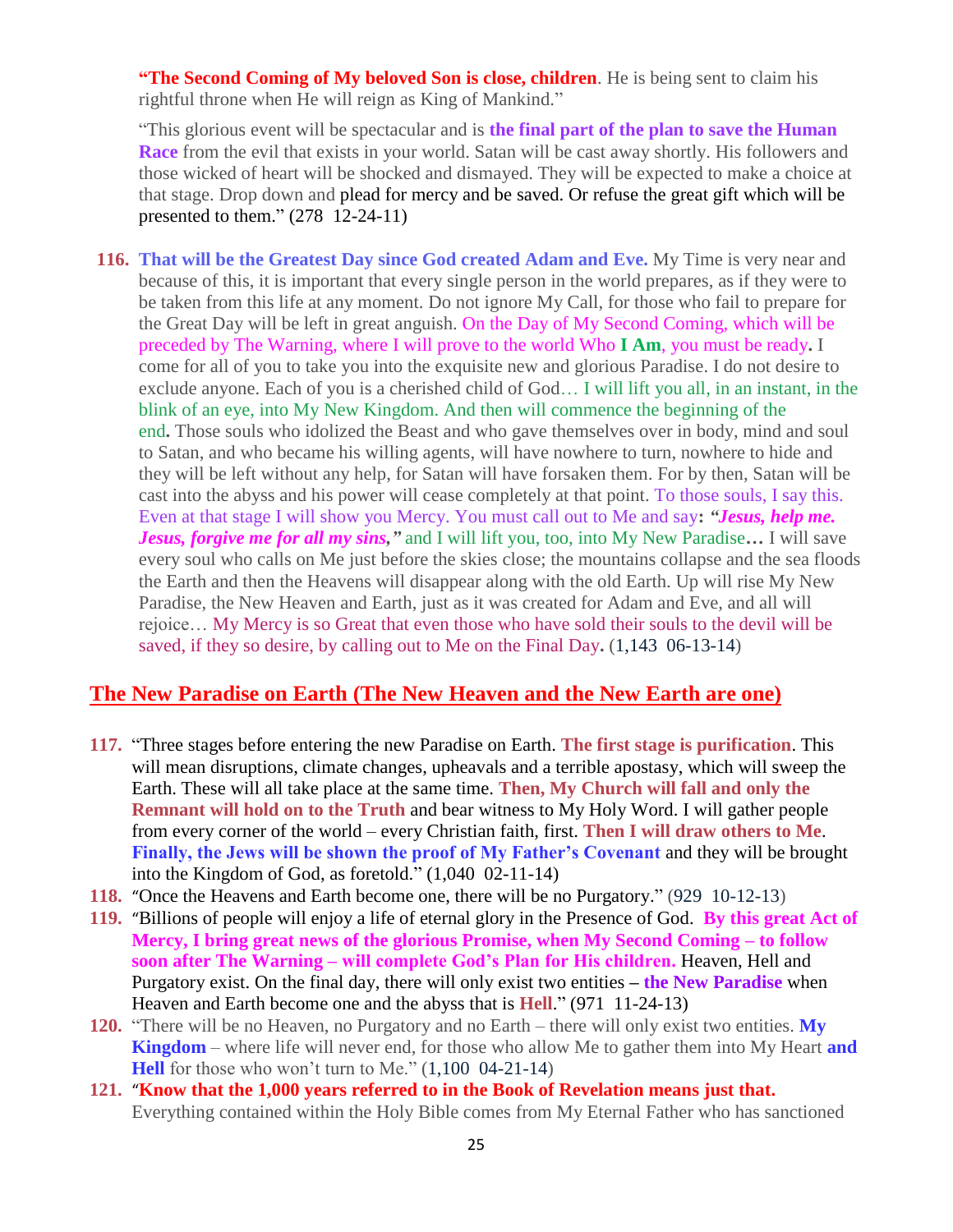**"The Second Coming of My beloved Son is close, children**. He is being sent to claim his rightful throne when He will reign as King of Mankind."

"This glorious event will be spectacular and is **the final part of the plan to save the Human Race** from the evil that exists in your world. Satan will be cast away shortly. His followers and those wicked of heart will be shocked and dismayed. They will be expected to make a choice at that stage. Drop down and plead for mercy and be saved. Or refuse the great gift which will be presented to them." (278 12-24-11)

116. **That will be the Greatest Day since God created Adam and Eve.** My Time is very near and because of this, it is important that every single person in the world prepares, as if they were to be taken from this life at any moment. Do not ignore My Call, for those who fail to prepare for the Great Day will be left in great anguish. On the Day of My Second Coming, which will be preceded by The Warning, where I will prove to the world Who **I Am**, you must be ready**.** I come for all of you to take you into the exquisite new and glorious Paradise. I do not desire to exclude anyone. Each of you is a cherished child of God… I will lift you all, in an instant, in the blink of an eye, into My New Kingdom. And then will commence the beginning of the end**.** Those souls who idolized the Beast and who gave themselves over in body, mind and soul to Satan, and who became his willing agents, will have nowhere to turn, nowhere to hide and they will be left without any help, for Satan will have forsaken them. For by then, Satan will be cast into the abyss and his power will cease completely at that point. To those souls, I say this. Even at that stage I will show you Mercy. You must call out to Me and say**:** ***"Jesus, help me. Jesus, forgive me for all my sins,"*** and I will lift you, too, into My New Paradise**…** I will save every soul who calls on Me just before the skies close; the mountains collapse and the sea floods the Earth and then the Heavens will disappear along with the old Earth. Up will rise My New Paradise, the New Heaven and Earth, just as it was created for Adam and Eve, and all will rejoice… My Mercy is so Great that even those who have sold their souls to the devil will be saved, if they so desire, by calling out to Me on the Final Day**.** (1,143 06-13-14)

## The New Paradise on Earth (The New Heaven and the New Earth are one)

117. "Three stages before entering the new Paradise on Earth. **The first stage is purification**. This will mean disruptions, climate changes, upheavals and a terrible apostasy, which will sweep the Earth. These will all take place at the same time. **Then, My Church will fall and only the Remnant will hold on to the Truth** and bear witness to My Holy Word. I will gather people from every corner of the world – every Christian faith, first. **Then I will draw others to Me**. **Finally, the Jews will be shown the proof of My Father's Covenant** and they will be brought into the Kingdom of God, as foretold." (1,040 02-11-14)
118. "Once the Heavens and Earth become one, there will be no Purgatory." (929 10-12-13)
119. "Billions of people will enjoy a life of eternal glory in the Presence of God. **By this great Act of Mercy, I bring great news of the glorious Promise, when My Second Coming – to follow soon after The Warning – will complete God's Plan for His children.** Heaven, Hell and Purgatory exist. On the final day, there will only exist two entities – **the New Paradise** when Heaven and Earth become one and the abyss that is **Hell**." (971 11-24-13)
120. "There will be no Heaven, no Purgatory and no Earth – there will only exist two entities. **My Kingdom** – where life will never end, for those who allow Me to gather them into My Heart **and Hell** for those who won't turn to Me." (1,100 04-21-14)
121. "**Know that the 1,000 years referred to in the Book of Revelation means just that.** Everything contained within the Holy Bible comes from My Eternal Father who has sanctioned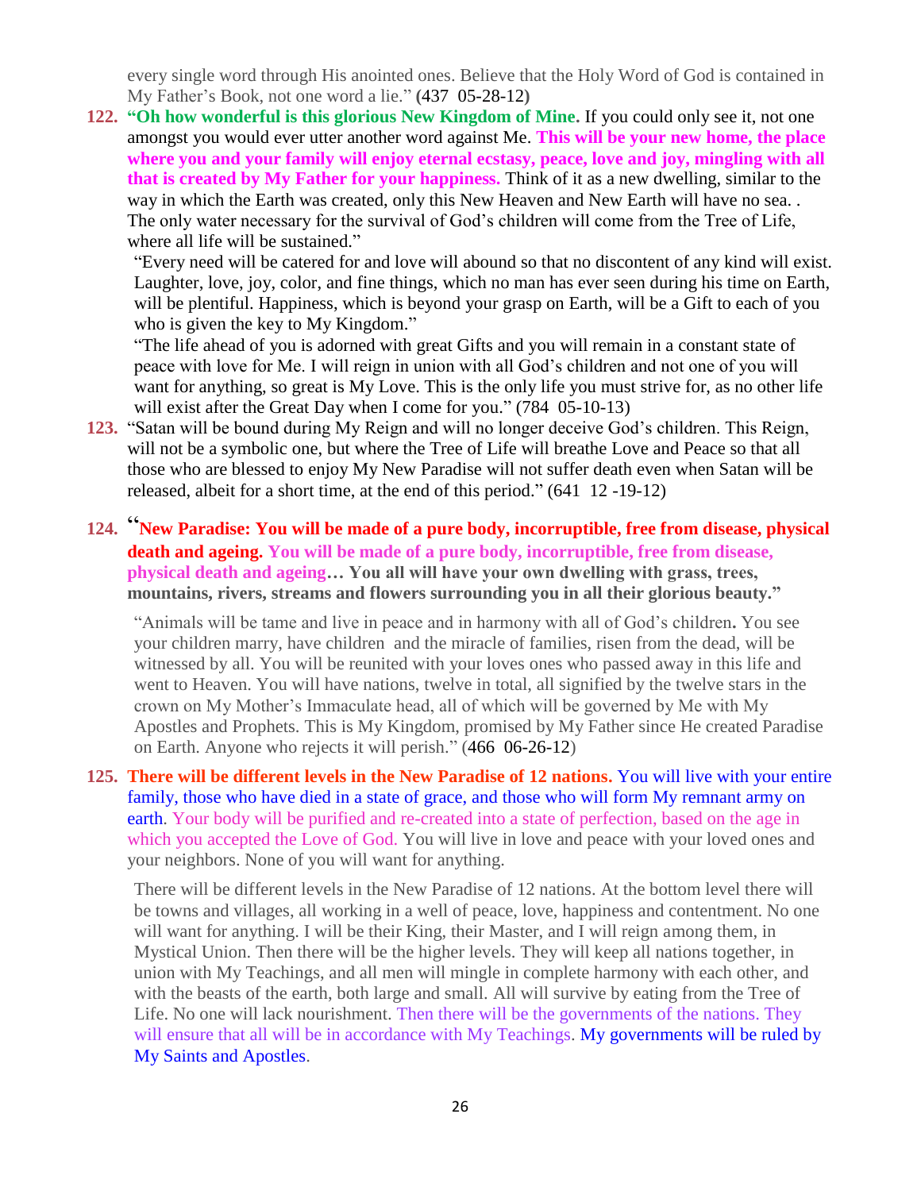every single word through His anointed ones. Believe that the Holy Word of God is contained in My Father's Book, not one word a lie." **(437 05-28-12)**

122. **"Oh how wonderful is this glorious New Kingdom of Mine.** If you could only see it, not one amongst you would ever utter another word against Me. **This will be your new home, the place where you and your family will enjoy eternal ecstasy, peace, love and joy, mingling with all that is created by My Father for your happiness.** Think of it as a new dwelling, similar to the way in which the Earth was created, only this New Heaven and New Earth will have no sea. . The only water necessary for the survival of God's children will come from the Tree of Life, where all life will be sustained."

    "Every need will be catered for and love will abound so that no discontent of any kind will exist. Laughter, love, joy, color, and fine things, which no man has ever seen during his time on Earth, will be plentiful. Happiness, which is beyond your grasp on Earth, will be a Gift to each of you who is given the key to My Kingdom."

    "The life ahead of you is adorned with great Gifts and you will remain in a constant state of peace with love for Me. I will reign in union with all God's children and not one of you will want for anything, so great is My Love. This is the only life you must strive for, as no other life will exist after the Great Day when I come for you." (784 05-10-13)

123. "Satan will be bound during My Reign and will no longer deceive God's children. This Reign, will not be a symbolic one, but where the Tree of Life will breathe Love and Peace so that all those who are blessed to enjoy My New Paradise will not suffer death even when Satan will be released, albeit for a short time, at the end of this period." (641 12 -19-12)

124. **"New Paradise: You will be made of a pure body, incorruptible, free from disease, physical death and ageing. You will be made of a pure body, incorruptible, free from disease, physical death and ageing… You all will have your own dwelling with grass, trees, mountains, rivers, streams and flowers surrounding you in all their glorious beauty."**

    "Animals will be tame and live in peace and in harmony with all of God's children**.** You see your children marry, have children and the miracle of families, risen from the dead, will be witnessed by all. You will be reunited with your loves ones who passed away in this life and went to Heaven. You will have nations, twelve in total, all signified by the twelve stars in the crown on My Mother's Immaculate head, all of which will be governed by Me with My Apostles and Prophets. This is My Kingdom, promised by My Father since He created Paradise on Earth. Anyone who rejects it will perish." (466 06-26-12)

125. **There will be different levels in the New Paradise of 12 nations.** You will live with your entire family, those who have died in a state of grace, and those who will form My remnant army on earth. Your body will be purified and re-created into a state of perfection, based on the age in which you accepted the Love of God. You will live in love and peace with your loved ones and your neighbors. None of you will want for anything.

    There will be different levels in the New Paradise of 12 nations. At the bottom level there will be towns and villages, all working in a well of peace, love, happiness and contentment. No one will want for anything. I will be their King, their Master, and I will reign among them, in Mystical Union. Then there will be the higher levels. They will keep all nations together, in union with My Teachings, and all men will mingle in complete harmony with each other, and with the beasts of the earth, both large and small. All will survive by eating from the Tree of Life. No one will lack nourishment. Then there will be the governments of the nations. They will ensure that all will be in accordance with My Teachings. My governments will be ruled by My Saints and Apostles.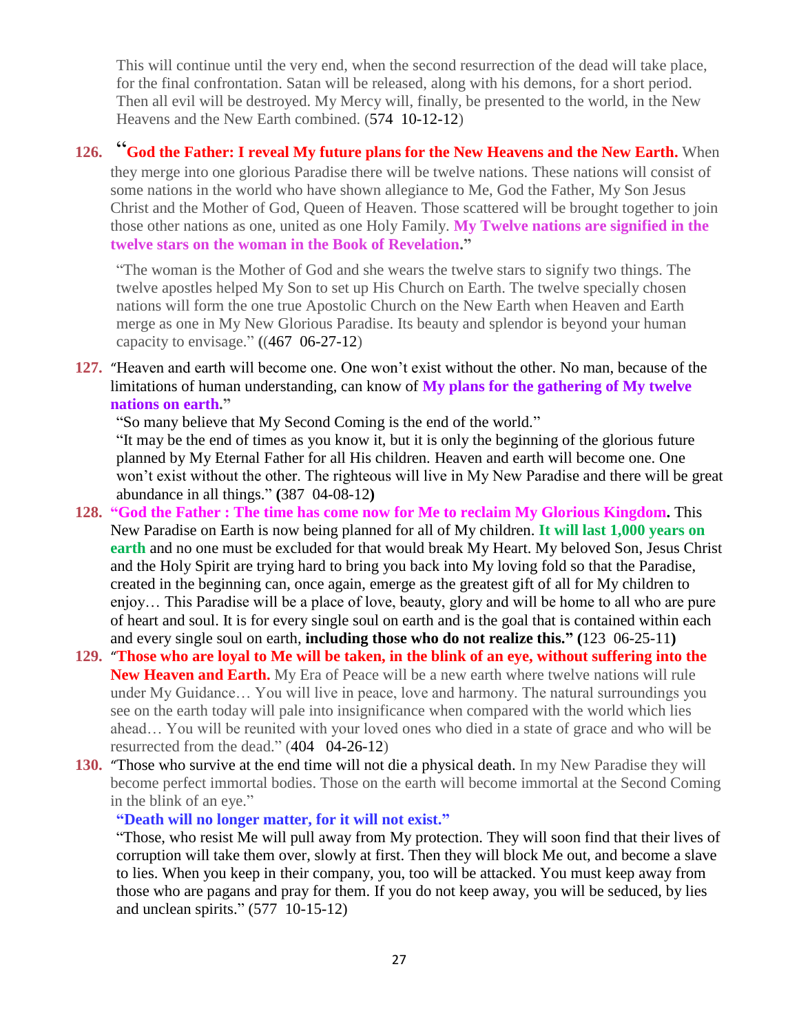This will continue until the very end, when the second resurrection of the dead will take place, for the final confrontation. Satan will be released, along with his demons, for a short period. Then all evil will be destroyed. My Mercy will, finally, be presented to the world, in the New Heavens and the New Earth combined. (574 10-12-12)

**126.** "**God the Father: I reveal My future plans for the New Heavens and the New Earth.** When they merge into one glorious Paradise there will be twelve nations. These nations will consist of some nations in the world who have shown allegiance to Me, God the Father, My Son Jesus Christ and the Mother of God, Queen of Heaven. Those scattered will be brought together to join those other nations as one, united as one Holy Family. **My Twelve nations are signified in the twelve stars on the woman in the Book of Revelation.**"

"The woman is the Mother of God and she wears the twelve stars to signify two things. The twelve apostles helped My Son to set up His Church on Earth. The twelve specially chosen nations will form the one true Apostolic Church on the New Earth when Heaven and Earth merge as one in My New Glorious Paradise. Its beauty and splendor is beyond your human capacity to envisage." ((467 06-27-12)

**127.** "Heaven and earth will become one. One won't exist without the other. No man, because of the limitations of human understanding, can know of **My plans for the gathering of My twelve nations on earth.**"

"So many believe that My Second Coming is the end of the world."

"It may be the end of times as you know it, but it is only the beginning of the glorious future planned by My Eternal Father for all His children. Heaven and earth will become one. One won't exist without the other. The righteous will live in My New Paradise and there will be great abundance in all things." **(**387 04-08-12**)**

**128.** **"God the Father : The time has come now for Me to reclaim My Glorious Kingdom.** This New Paradise on Earth is now being planned for all of My children. **It will last 1,000 years on earth** and no one must be excluded for that would break My Heart. My beloved Son, Jesus Christ and the Holy Spirit are trying hard to bring you back into My loving fold so that the Paradise, created in the beginning can, once again, emerge as the greatest gift of all for My children to enjoy… This Paradise will be a place of love, beauty, glory and will be home to all who are pure of heart and soul. It is for every single soul on earth and is the goal that is contained within each and every single soul on earth, **including those who do not realize this." (**123 06-25-11**)**

**129.** "**Those who are loyal to Me will be taken, in the blink of an eye, without suffering into the New Heaven and Earth.** My Era of Peace will be a new earth where twelve nations will rule under My Guidance… You will live in peace, love and harmony. The natural surroundings you see on the earth today will pale into insignificance when compared with the world which lies ahead… You will be reunited with your loved ones who died in a state of grace and who will be resurrected from the dead." (404 04-26-12)

**130.** "Those who survive at the end time will not die a physical death. In my New Paradise they will become perfect immortal bodies. Those on the earth will become immortal at the Second Coming in the blink of an eye."

**"Death will no longer matter, for it will not exist."**

"Those, who resist Me will pull away from My protection. They will soon find that their lives of corruption will take them over, slowly at first. Then they will block Me out, and become a slave to lies. When you keep in their company, you, too will be attacked. You must keep away from those who are pagans and pray for them. If you do not keep away, you will be seduced, by lies and unclean spirits." (577 10-15-12)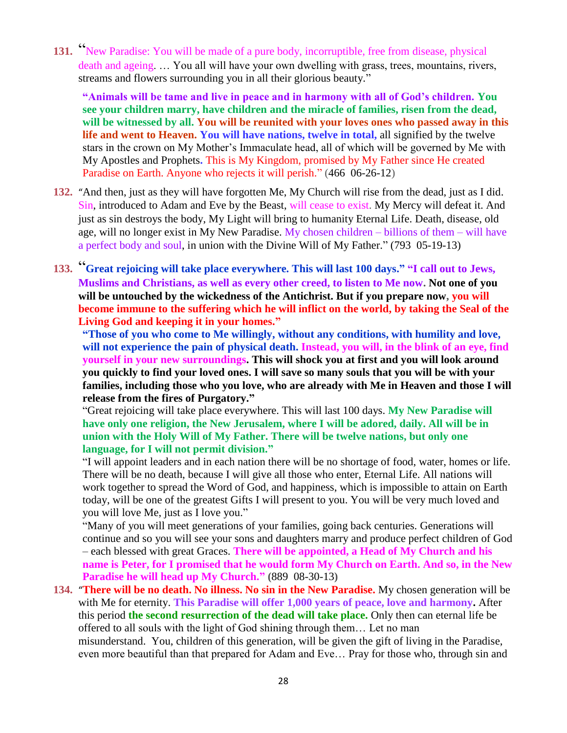131. "New Paradise: You will be made of a pure body, incorruptible, free from disease, physical death and ageing. … You all will have your own dwelling with grass, trees, mountains, rivers, streams and flowers surrounding you in all their glorious beauty."

   **"Animals will be tame and live in peace and in harmony with all of God's children. You see your children marry, have children and the miracle of families, risen from the dead, will be witnessed by all. You will be reunited with your loves ones who passed away in this life and went to Heaven. You will have nations, twelve in total,** all signified by the twelve stars in the crown on My Mother's Immaculate head, all of which will be governed by Me with My Apostles and Prophets**.** This is My Kingdom, promised by My Father since He created Paradise on Earth. Anyone who rejects it will perish." (466 06-26-12)

132. "And then, just as they will have forgotten Me, My Church will rise from the dead, just as I did. Sin, introduced to Adam and Eve by the Beast, will cease to exist. My Mercy will defeat it. And just as sin destroys the body, My Light will bring to humanity Eternal Life. Death, disease, old age, will no longer exist in My New Paradise. My chosen children – billions of them – will have a perfect body and soul, in union with the Divine Will of My Father." (793 05-19-13)

133. "**Great rejoicing will take place everywhere. This will last 100 days." "I call out to Jews, Muslims and Christians, as well as every other creed, to listen to Me now. Not one of you will be untouched by the wickedness of the Antichrist. But if you prepare now, you will become immune to the suffering which he will inflict on the world, by taking the Seal of the Living God and keeping it in your homes."**

   **"Those of you who come to Me willingly, without any conditions, with humility and love, will not experience the pain of physical death. Instead, you will, in the blink of an eye, find yourself in your new surroundings. This will shock you at first and you will look around you quickly to find your loved ones. I will save so many souls that you will be with your families, including those who you love, who are already with Me in Heaven and those I will release from the fires of Purgatory."**

   "Great rejoicing will take place everywhere. This will last 100 days. **My New Paradise will have only one religion, the New Jerusalem, where I will be adored, daily. All will be in union with the Holy Will of My Father. There will be twelve nations, but only one language, for I will not permit division."**

   "I will appoint leaders and in each nation there will be no shortage of food, water, homes or life. There will be no death, because I will give all those who enter, Eternal Life. All nations will work together to spread the Word of God, and happiness, which is impossible to attain on Earth today, will be one of the greatest Gifts I will present to you. You will be very much loved and you will love Me, just as I love you."

   "Many of you will meet generations of your families, going back centuries. Generations will continue and so you will see your sons and daughters marry and produce perfect children of God – each blessed with great Graces. **There will be appointed, a Head of My Church and his name is Peter, for I promised that he would form My Church on Earth. And so, in the New Paradise he will head up My Church."** (889 08-30-13)

134. "**There will be no death. No illness. No sin in the New Paradise.** My chosen generation will be with Me for eternity. **This Paradise will offer 1,000 years of peace, love and harmony.** After this period **the second resurrection of the dead will take place.** Only then can eternal life be offered to all souls with the light of God shining through them… Let no man misunderstand. You, children of this generation, will be given the gift of living in the Paradise, even more beautiful than that prepared for Adam and Eve… Pray for those who, through sin and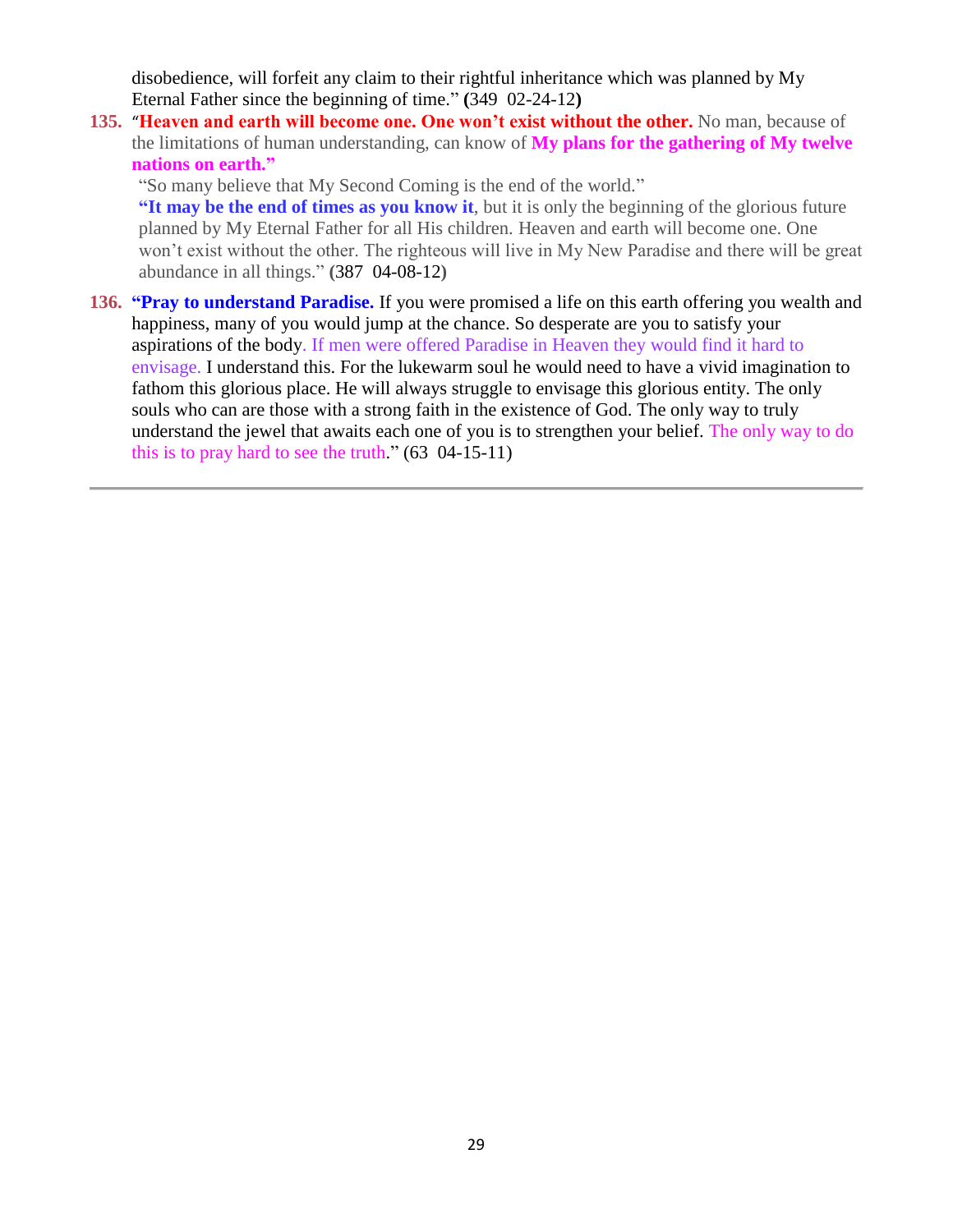disobedience, will forfeit any claim to their rightful inheritance which was planned by My Eternal Father since the beginning of time." **(**349 02-24-12**)**

135. "**Heaven and earth will become one. One won't exist without the other.** No man, because of the limitations of human understanding, can know of **My plans for the gathering of My twelve nations on earth."**

 "So many believe that My Second Coming is the end of the world."

 **"It may be the end of times as you know it**, but it is only the beginning of the glorious future planned by My Eternal Father for all His children. Heaven and earth will become one. One won't exist without the other. The righteous will live in My New Paradise and there will be great abundance in all things." **(**387 04-08-12**)**

136. **"Pray to understand Paradise.** If you were promised a life on this earth offering you wealth and happiness, many of you would jump at the chance. So desperate are you to satisfy your aspirations of the body. If men were offered Paradise in Heaven they would find it hard to envisage. I understand this. For the lukewarm soul he would need to have a vivid imagination to fathom this glorious place. He will always struggle to envisage this glorious entity. The only souls who can are those with a strong faith in the existence of God. The only way to truly understand the jewel that awaits each one of you is to strengthen your belief. The only way to do this is to pray hard to see the truth." (63 04-15-11)

---